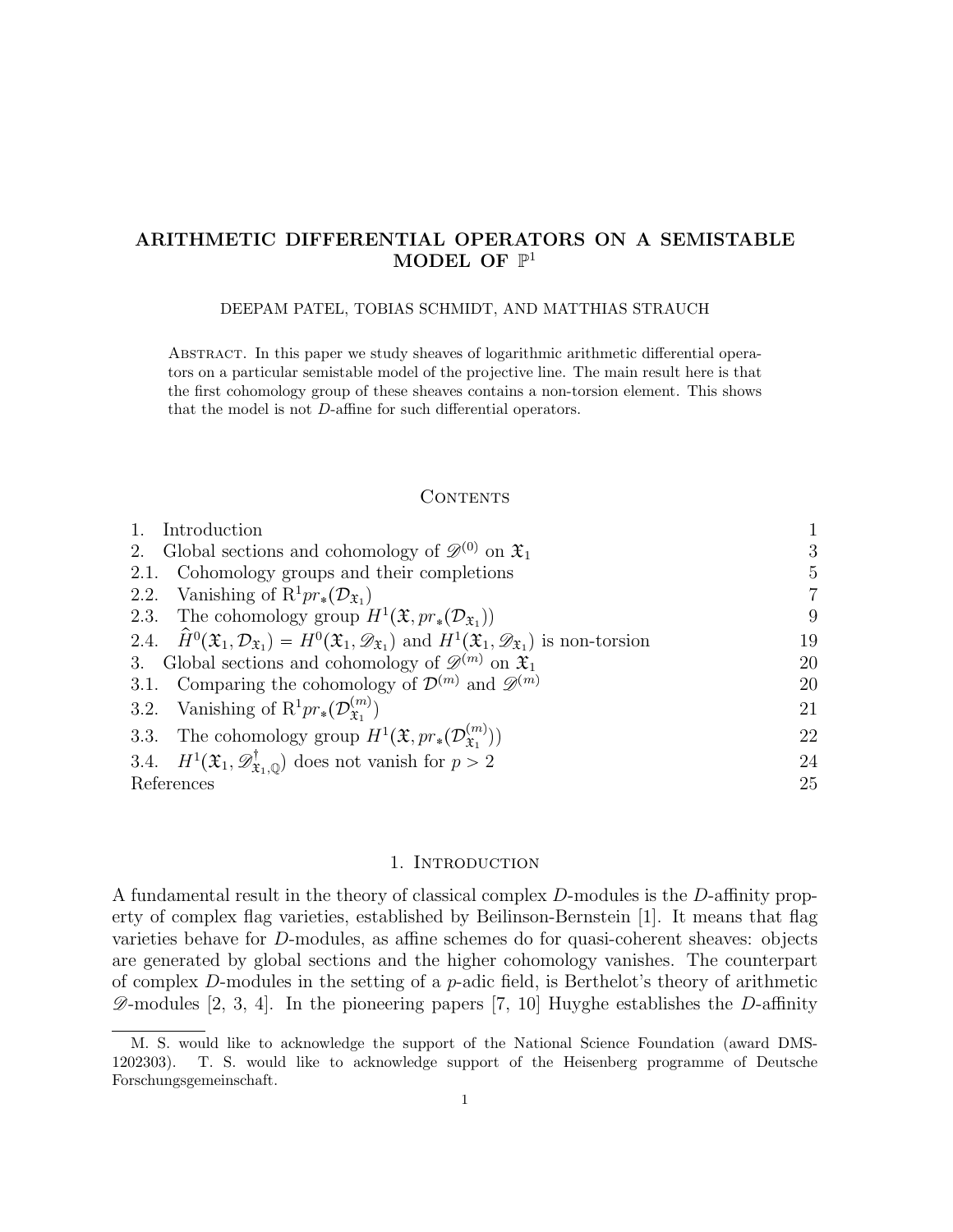# ARITHMETIC DIFFERENTIAL OPERATORS ON A SEMISTABLE MODEL OF $\mathbb{P}^1$

DEEPAM PATEL, TOBIAS SCHMIDT, AND MATTHIAS STRAUCH

Abstract. In this paper we study sheaves of logarithmic arithmetic differential operators on a particular semistable model of the projective line. The main result here is that the first cohomology group of these sheaves contains a non-torsion element. This shows that the model is not $D$-affine for such differential operators.

## Contents

1. Introduction — 1
2. Global sections and cohomology of $\mathscr{D}^{(0)}$ on $\mathfrak{X}_1$ — 3
   - 2.1. Cohomology groups and their completions — 5
   - 2.2. Vanishing of $\mathrm{R}^1 pr_*(\mathcal{D}_{\mathfrak{X}_1})$ — 7
   - 2.3. The cohomology group $H^1(\mathfrak{X}, pr_*(\mathcal{D}_{\mathfrak{X}_1}))$ — 9
   - 2.4. $\widehat{H}^0(\mathfrak{X}_1, \mathcal{D}_{\mathfrak{X}_1}) = H^0(\mathfrak{X}_1, \mathscr{D}_{\mathfrak{X}_1})$ and $H^1(\mathfrak{X}_1, \mathscr{D}_{\mathfrak{X}_1})$ is non-torsion — 19
3. Global sections and cohomology of $\mathscr{D}^{(m)}$ on $\mathfrak{X}_1$ — 20
   - 3.1. Comparing the cohomology of $\mathcal{D}^{(m)}$ and $\mathscr{D}^{(m)}$ — 20
   - 3.2. Vanishing of $\mathrm{R}^1 pr_*(\mathcal{D}^{(m)}_{\mathfrak{X}_1})$ — 21
   - 3.3. The cohomology group $H^1(\mathfrak{X}, pr_*(\mathcal{D}^{(m)}_{\mathfrak{X}_1}))$ — 22
   - 3.4. $H^1(\mathfrak{X}_1, \mathscr{D}^{\dagger}_{\mathfrak{X}_1,\mathbb{Q}})$ does not vanish for $p > 2$ — 24

References — 25

## 1. Introduction

A fundamental result in the theory of classical complex $D$-modules is the $D$-affinity property of complex flag varieties, established by Beilinson-Bernstein [1]. It means that flag varieties behave for $D$-modules, as affine schemes do for quasi-coherent sheaves: objects are generated by global sections and the higher cohomology vanishes. The counterpart of complex $D$-modules in the setting of a $p$-adic field, is Berthelot's theory of arithmetic $\mathscr{D}$-modules [2, 3, 4]. In the pioneering papers [7, 10] Huyghe establishes the $D$-affinity

M. S. would like to acknowledge the support of the National Science Foundation (award DMS-1202303). T. S. would like to acknowledge support of the Heisenberg programme of Deutsche Forschungsgemeinschaft.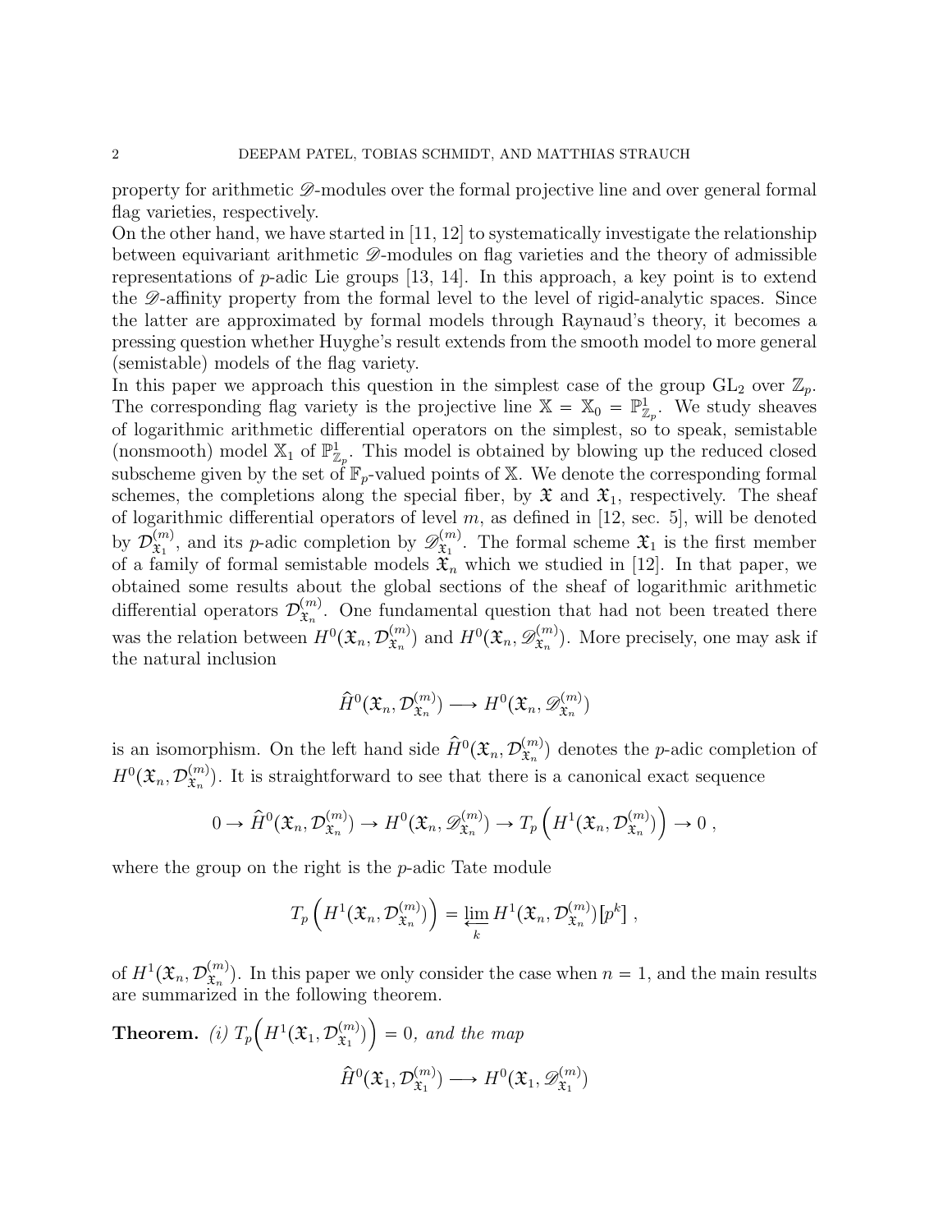property for arithmetic $\mathscr{D}$-modules over the formal projective line and over general formal flag varieties, respectively.

On the other hand, we have started in [11, 12] to systematically investigate the relationship between equivariant arithmetic $\mathscr{D}$-modules on flag varieties and the theory of admissible representations of $p$-adic Lie groups [13, 14]. In this approach, a key point is to extend the $\mathscr{D}$-affinity property from the formal level to the level of rigid-analytic spaces. Since the latter are approximated by formal models through Raynaud's theory, it becomes a pressing question whether Huyghe's result extends from the smooth model to more general (semistable) models of the flag variety.

In this paper we approach this question in the simplest case of the group $\mathrm{GL}_2$ over $\mathbb{Z}_p$. The corresponding flag variety is the projective line $\mathbb{X} = \mathbb{X}_0 = \mathbb{P}^1_{\mathbb{Z}_p}$. We study sheaves of logarithmic arithmetic differential operators on the simplest, so to speak, semistable (nonsmooth) model $\mathbb{X}_1$ of $\mathbb{P}^1_{\mathbb{Z}_p}$. This model is obtained by blowing up the reduced closed subscheme given by the set of $\mathbb{F}_p$-valued points of $\mathbb{X}$. We denote the corresponding formal schemes, the completions along the special fiber, by $\mathfrak{X}$ and $\mathfrak{X}_1$, respectively. The sheaf of logarithmic differential operators of level $m$, as defined in [12, sec. 5], will be denoted by $\mathcal{D}^{(m)}_{\mathfrak{X}_1}$, and its $p$-adic completion by $\mathscr{D}^{(m)}_{\mathfrak{X}_1}$. The formal scheme $\mathfrak{X}_1$ is the first member of a family of formal semistable models $\mathfrak{X}_n$ which we studied in [12]. In that paper, we obtained some results about the global sections of the sheaf of logarithmic arithmetic differential operators $\mathcal{D}^{(m)}_{\mathfrak{X}_n}$. One fundamental question that had not been treated there was the relation between $H^0(\mathfrak{X}_n, \mathcal{D}^{(m)}_{\mathfrak{X}_n})$ and $H^0(\mathfrak{X}_n, \mathscr{D}^{(m)}_{\mathfrak{X}_n})$. More precisely, one may ask if the natural inclusion

$$\widehat{H}^0(\mathfrak{X}_n, \mathcal{D}^{(m)}_{\mathfrak{X}_n}) \longrightarrow H^0(\mathfrak{X}_n, \mathscr{D}^{(m)}_{\mathfrak{X}_n})$$

is an isomorphism. On the left hand side $\widehat{H}^0(\mathfrak{X}_n, \mathcal{D}^{(m)}_{\mathfrak{X}_n})$ denotes the $p$-adic completion of $H^0(\mathfrak{X}_n, \mathcal{D}^{(m)}_{\mathfrak{X}_n})$. It is straightforward to see that there is a canonical exact sequence

$$0 \to \widehat{H}^0(\mathfrak{X}_n, \mathcal{D}^{(m)}_{\mathfrak{X}_n}) \to H^0(\mathfrak{X}_n, \mathscr{D}^{(m)}_{\mathfrak{X}_n}) \to T_p\left(H^1(\mathfrak{X}_n, \mathcal{D}^{(m)}_{\mathfrak{X}_n})\right) \to 0\ ,$$

where the group on the right is the $p$-adic Tate module

$$T_p\left(H^1(\mathfrak{X}_n, \mathcal{D}^{(m)}_{\mathfrak{X}_n})\right) = \varprojlim_k H^1(\mathfrak{X}_n, \mathcal{D}^{(m)}_{\mathfrak{X}_n})[p^k]\ ,$$

of $H^1(\mathfrak{X}_n, \mathcal{D}^{(m)}_{\mathfrak{X}_n})$. In this paper we only consider the case when $n = 1$, and the main results are summarized in the following theorem.

**Theorem.** *(i)* $T_p\Big(H^1(\mathfrak{X}_1, \mathcal{D}^{(m)}_{\mathfrak{X}_1})\Big) = 0$*, and the map*

$$\widehat{H}^0(\mathfrak{X}_1, \mathcal{D}^{(m)}_{\mathfrak{X}_1}) \longrightarrow H^0(\mathfrak{X}_1, \mathscr{D}^{(m)}_{\mathfrak{X}_1})$$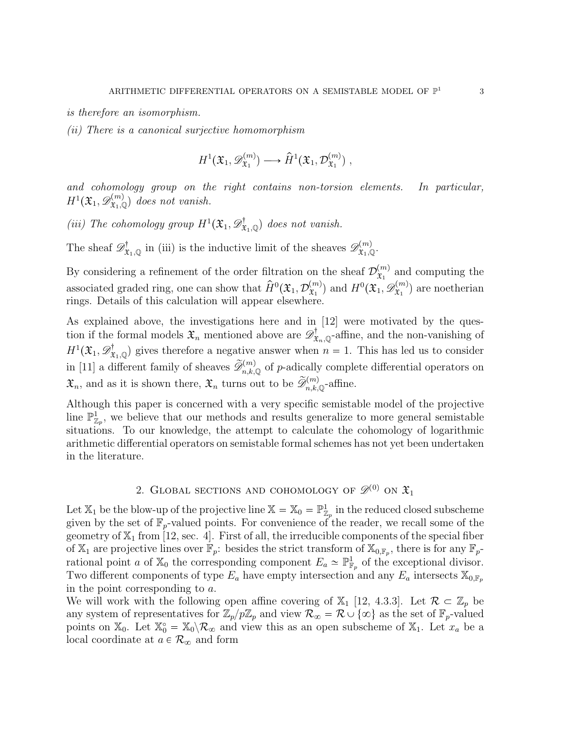*is therefore an isomorphism.*

*(ii) There is a canonical surjective homomorphism*

$$H^1(\mathfrak{X}_1, \mathscr{D}^{(m)}_{\mathfrak{X}_1}) \longrightarrow \hat{H}^1(\mathfrak{X}_1, \mathcal{D}^{(m)}_{\mathfrak{X}_1}) \ ,$$

*and cohomology group on the right contains non-torsion elements. In particular,* $H^1(\mathfrak{X}_1, \mathscr{D}^{(m)}_{\mathfrak{X}_1,\mathbb{Q}})$ *does not vanish.*

*(iii) The cohomology group* $H^1(\mathfrak{X}_1, \mathscr{D}^{\dagger}_{\mathfrak{X}_1,\mathbb{Q}})$ *does not vanish.*

The sheaf $\mathscr{D}^{\dagger}_{\mathfrak{X}_1,\mathbb{Q}}$ in (iii) is the inductive limit of the sheaves $\mathscr{D}^{(m)}_{\mathfrak{X}_1,\mathbb{Q}}$.

By considering a refinement of the order filtration on the sheaf $\mathcal{D}^{(m)}_{\mathfrak{X}_1}$ and computing the associated graded ring, one can show that $\hat{H}^0(\mathfrak{X}_1, \mathcal{D}^{(m)}_{\mathfrak{X}_1})$ and $H^0(\mathfrak{X}_1, \mathscr{D}^{(m)}_{\mathfrak{X}_1})$ are noetherian rings. Details of this calculation will appear elsewhere.

As explained above, the investigations here and in [12] were motivated by the question if the formal models $\mathfrak{X}_n$ mentioned above are $\mathscr{D}^{\dagger}_{\mathfrak{X}_n,\mathbb{Q}}$-affine, and the non-vanishing of $H^1(\mathfrak{X}_1, \mathscr{D}^{\dagger}_{\mathfrak{X}_1,\mathbb{Q}})$ gives therefore a negative answer when $n = 1$. This has led us to consider in [11] a different family of sheaves $\widetilde{\mathscr{D}}^{(m)}_{n,k,\mathbb{Q}}$ of $p$-adically complete differential operators on $\mathfrak{X}_n$, and as it is shown there, $\mathfrak{X}_n$ turns out to be $\widetilde{\mathscr{D}}^{(m)}_{n,k,\mathbb{Q}}$-affine.

Although this paper is concerned with a very specific semistable model of the projective line $\mathbb{P}^1_{\mathbb{Z}_p}$, we believe that our methods and results generalize to more general semistable situations. To our knowledge, the attempt to calculate the cohomology of logarithmic arithmetic differential operators on semistable formal schemes has not yet been undertaken in the literature.

## 2. Global sections and cohomology of $\mathscr{D}^{(0)}$ on $\mathfrak{X}_1$

Let $\mathbb{X}_1$ be the blow-up of the projective line $\mathbb{X} = \mathbb{X}_0 = \mathbb{P}^1_{\mathbb{Z}_p}$ in the reduced closed subscheme given by the set of $\mathbb{F}_p$-valued points. For convenience of the reader, we recall some of the geometry of $\mathbb{X}_1$ from [12, sec. 4]. First of all, the irreducible components of the special fiber of $\mathbb{X}_1$ are projective lines over $\mathbb{F}_p$: besides the strict transform of $\mathbb{X}_{0,\mathbb{F}_p}$, there is for any $\mathbb{F}_p$-rational point $a$ of $\mathbb{X}_0$ the corresponding component $E_a \simeq \mathbb{P}^1_{\mathbb{F}_p}$ of the exceptional divisor. Two different components of type $E_a$ have empty intersection and any $E_a$ intersects $\mathbb{X}_{0,\mathbb{F}_p}$ in the point corresponding to $a$.

We will work with the following open affine covering of $\mathbb{X}_1$ [12, 4.3.3]. Let $\mathcal{R} \subset \mathbb{Z}_p$ be any system of representatives for $\mathbb{Z}_p/p\mathbb{Z}_p$ and view $\mathcal{R}_\infty = \mathcal{R} \cup \{\infty\}$ as the set of $\mathbb{F}_p$-valued points on $\mathbb{X}_0$. Let $\mathbb{X}_0^\circ = \mathbb{X}_0 \backslash \mathcal{R}_\infty$ and view this as an open subscheme of $\mathbb{X}_1$. Let $x_a$ be a local coordinate at $a \in \mathcal{R}_\infty$ and form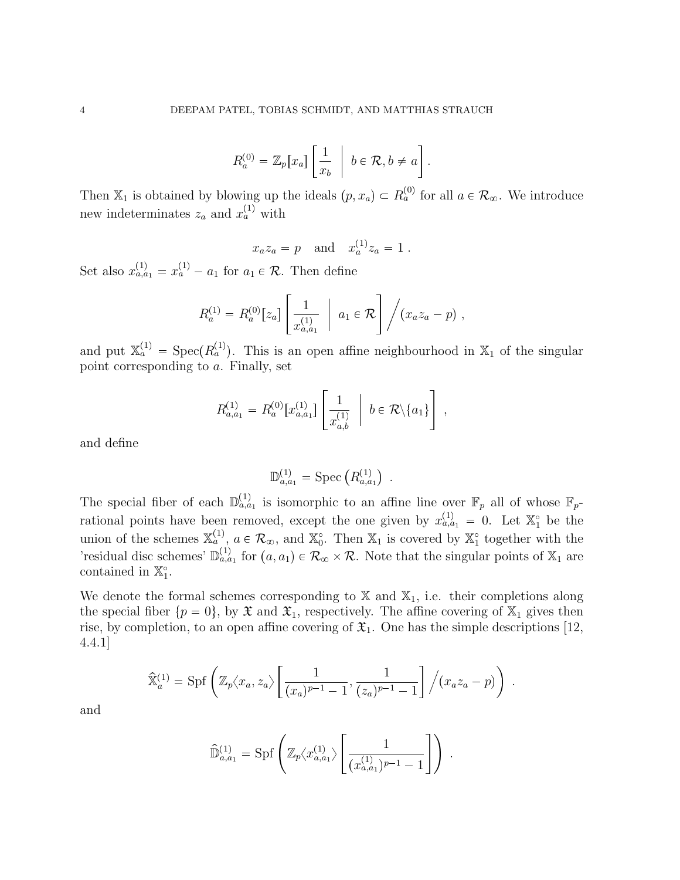$$R_a^{(0)} = \mathbb{Z}_p[x_a]\left[\frac{1}{x_b} \;\middle|\; b \in \mathcal{R}, b \neq a\right].$$

Then $\mathbb{X}_1$ is obtained by blowing up the ideals $(p, x_a) \subset R_a^{(0)}$ for all $a \in \mathcal{R}_\infty$. We introduce new indeterminates $z_a$ and $x_a^{(1)}$ with

$$x_a z_a = p \quad \text{and} \quad x_a^{(1)} z_a = 1 \; .$$

Set also $x_{a,a_1}^{(1)} = x_a^{(1)} - a_1$ for $a_1 \in \mathcal{R}$. Then define

$$R_a^{(1)} = R_a^{(0)}[z_a]\left[\frac{1}{x_{a,a_1}^{(1)}} \;\middle|\; a_1 \in \mathcal{R}\right] \Big/ (x_a z_a - p) \; ,$$

and put $\mathbb{X}_a^{(1)} = \operatorname{Spec}(R_a^{(1)})$. This is an open affine neighbourhood in $\mathbb{X}_1$ of the singular point corresponding to $a$. Finally, set

$$R_{a,a_1}^{(1)} = R_a^{(0)}[x_{a,a_1}^{(1)}]\left[\frac{1}{x_{a,b}^{(1)}} \;\middle|\; b \in \mathcal{R}\backslash\{a_1\}\right] \; ,$$

and define

$$\mathbb{D}_{a,a_1}^{(1)} = \operatorname{Spec}\left(R_{a,a_1}^{(1)}\right) \; .$$

The special fiber of each $\mathbb{D}_{a,a_1}^{(1)}$ is isomorphic to an affine line over $\mathbb{F}_p$ all of whose $\mathbb{F}_p$-rational points have been removed, except the one given by $x_{a,a_1}^{(1)} = 0$. Let $\mathbb{X}_1^\circ$ be the union of the schemes $\mathbb{X}_a^{(1)}$, $a \in \mathcal{R}_\infty$, and $\mathbb{X}_0^\circ$. Then $\mathbb{X}_1$ is covered by $\mathbb{X}_1^\circ$ together with the 'residual disc schemes' $\mathbb{D}_{a,a_1}^{(1)}$ for $(a, a_1) \in \mathcal{R}_\infty \times \mathcal{R}$. Note that the singular points of $\mathbb{X}_1$ are contained in $\mathbb{X}_1^\circ$.

We denote the formal schemes corresponding to $\mathbb{X}$ and $\mathbb{X}_1$, i.e. their completions along the special fiber $\{p = 0\}$, by $\mathfrak{X}$ and $\mathfrak{X}_1$, respectively. The affine covering of $\mathbb{X}_1$ gives then rise, by completion, to an open affine covering of $\mathfrak{X}_1$. One has the simple descriptions [12, 4.4.1]

$$\widehat{\mathbb{X}}_a^{(1)} = \operatorname{Spf}\left(\mathbb{Z}_p\langle x_a, z_a\rangle\left[\frac{1}{(x_a)^{p-1} - 1}, \frac{1}{(z_a)^{p-1} - 1}\right] \Big/ (x_a z_a - p)\right) \; .$$

and

$$\widehat{\mathbb{D}}_{a,a_1}^{(1)} = \operatorname{Spf}\left(\mathbb{Z}_p\langle x_{a,a_1}^{(1)}\rangle\left[\frac{1}{(x_{a,a_1}^{(1)})^{p-1} - 1}\right]\right) \; .$$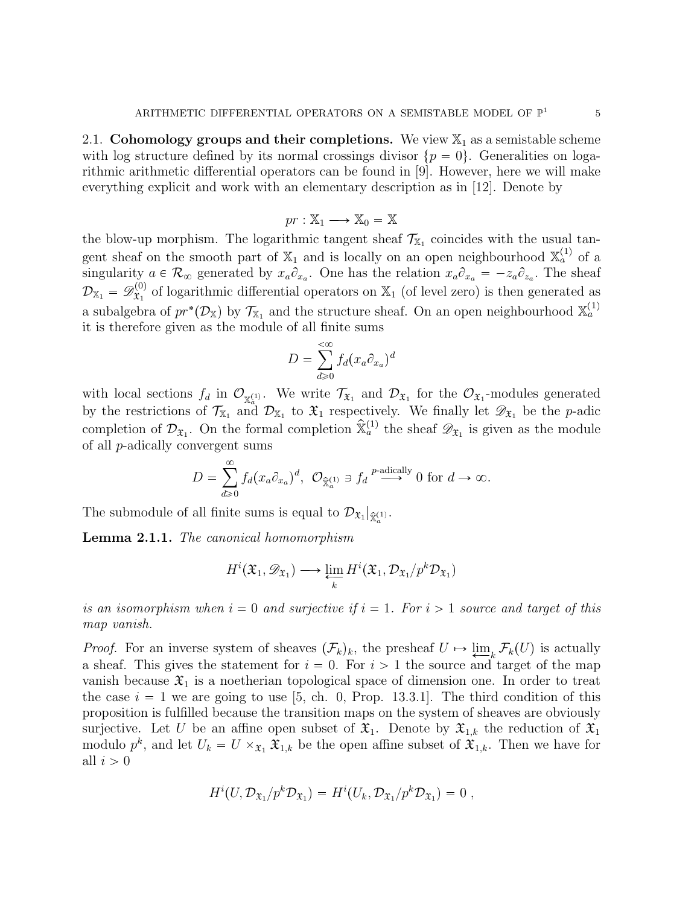### 2.1. Cohomology groups and their completions.

We view $\mathbb{X}_1$ as a semistable scheme with log structure defined by its normal crossings divisor $\{p = 0\}$. Generalities on logarithmic arithmetic differential operators can be found in [9]. However, here we will make everything explicit and work with an elementary description as in [12]. Denote by

$$pr : \mathbb{X}_1 \longrightarrow \mathbb{X}_0 = \mathbb{X}$$

the blow-up morphism. The logarithmic tangent sheaf $\mathcal{T}_{\mathbb{X}_1}$ coincides with the usual tangent sheaf on the smooth part of $\mathbb{X}_1$ and is locally on an open neighbourhood $\mathbb{X}_a^{(1)}$ of a singularity $a \in \mathcal{R}_\infty$ generated by $x_a \partial_{x_a}$. One has the relation $x_a \partial_{x_a} = -z_a \partial_{z_a}$. The sheaf $\mathcal{D}_{\mathbb{X}_1} = \mathscr{D}^{(0)}_{\mathfrak{X}_1}$ of logarithmic differential operators on $\mathbb{X}_1$ (of level zero) is then generated as a subalgebra of $pr^*(\mathcal{D}_{\mathbb{X}})$ by $\mathcal{T}_{\mathbb{X}_1}$ and the structure sheaf. On an open neighbourhood $\mathbb{X}_a^{(1)}$ it is therefore given as the module of all finite sums

$$D = \sum_{d \geqslant 0}^{<\infty} f_d (x_a \partial_{x_a})^d$$

with local sections $f_d$ in $\mathcal{O}_{\mathbb{X}_a^{(1)}}$. We write $\mathcal{T}_{\mathfrak{X}_1}$ and $\mathcal{D}_{\mathfrak{X}_1}$ for the $\mathcal{O}_{\mathfrak{X}_1}$-modules generated by the restrictions of $\mathcal{T}_{\mathbb{X}_1}$ and $\mathcal{D}_{\mathbb{X}_1}$ to $\mathfrak{X}_1$ respectively. We finally let $\mathscr{D}_{\mathfrak{X}_1}$ be the $p$-adic completion of $\mathcal{D}_{\mathfrak{X}_1}$. On the formal completion $\hat{\mathbb{X}}_a^{(1)}$ the sheaf $\mathscr{D}_{\mathfrak{X}_1}$ is given as the module of all $p$-adically convergent sums

$$D = \sum_{d \geqslant 0}^{\infty} f_d (x_a \partial_{x_a})^d, \;\; \mathcal{O}_{\hat{\mathbb{X}}_a^{(1)}} \ni f_d \overset{p\text{-adically}}{\longrightarrow} 0 \text{ for } d \to \infty.$$

The submodule of all finite sums is equal to $\mathcal{D}_{\mathfrak{X}_1}|_{\hat{\mathbb{X}}_a^{(1)}}$.

**Lemma 2.1.1.** *The canonical homomorphism*

$$H^i(\mathfrak{X}_1, \mathscr{D}_{\mathfrak{X}_1}) \longrightarrow \varprojlim_k H^i(\mathfrak{X}_1, \mathcal{D}_{\mathfrak{X}_1}/p^k \mathcal{D}_{\mathfrak{X}_1})$$

*is an isomorphism when $i = 0$ and surjective if $i = 1$. For $i > 1$ source and target of this map vanish.*

*Proof.* For an inverse system of sheaves $(\mathcal{F}_k)_k$, the presheaf $U \mapsto \varprojlim_k \mathcal{F}_k(U)$ is actually a sheaf. This gives the statement for $i = 0$. For $i > 1$ the source and target of the map vanish because $\mathfrak{X}_1$ is a noetherian topological space of dimension one. In order to treat the case $i = 1$ we are going to use [5, ch. 0, Prop. 13.3.1]. The third condition of this proposition is fulfilled because the transition maps on the system of sheaves are obviously surjective. Let $U$ be an affine open subset of $\mathfrak{X}_1$. Denote by $\mathfrak{X}_{1,k}$ the reduction of $\mathfrak{X}_1$ modulo $p^k$, and let $U_k = U \times_{\mathfrak{X}_1} \mathfrak{X}_{1,k}$ be the open affine subset of $\mathfrak{X}_{1,k}$. Then we have for all $i > 0$

$$H^i(U, \mathcal{D}_{\mathfrak{X}_1}/p^k \mathcal{D}_{\mathfrak{X}_1}) = H^i(U_k, \mathcal{D}_{\mathfrak{X}_1}/p^k \mathcal{D}_{\mathfrak{X}_1}) = 0 \;,$$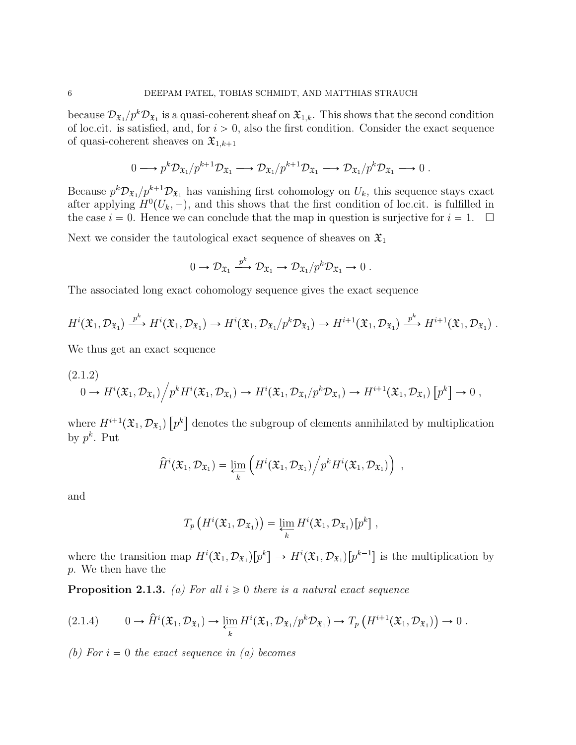because $\mathcal{D}_{\mathfrak{X}_1}/p^k\mathcal{D}_{\mathfrak{X}_1}$ is a quasi-coherent sheaf on $\mathfrak{X}_{1,k}$. This shows that the second condition of loc.cit. is satisfied, and, for $i > 0$, also the first condition. Consider the exact sequence of quasi-coherent sheaves on $\mathfrak{X}_{1,k+1}$

$$0 \longrightarrow p^k\mathcal{D}_{\mathfrak{X}_1}/p^{k+1}\mathcal{D}_{\mathfrak{X}_1} \longrightarrow \mathcal{D}_{\mathfrak{X}_1}/p^{k+1}\mathcal{D}_{\mathfrak{X}_1} \longrightarrow \mathcal{D}_{\mathfrak{X}_1}/p^k\mathcal{D}_{\mathfrak{X}_1} \longrightarrow 0 \; .$$

Because $p^k\mathcal{D}_{\mathfrak{X}_1}/p^{k+1}\mathcal{D}_{\mathfrak{X}_1}$ has vanishing first cohomology on $U_k$, this sequence stays exact after applying $H^0(U_k, -)$, and this shows that the first condition of loc.cit. is fulfilled in the case $i = 0$. Hence we can conclude that the map in question is surjective for $i = 1$. $\square$

Next we consider the tautological exact sequence of sheaves on $\mathfrak{X}_1$

$$0 \to \mathcal{D}_{\mathfrak{X}_1} \xrightarrow{p^k} \mathcal{D}_{\mathfrak{X}_1} \to \mathcal{D}_{\mathfrak{X}_1}/p^k\mathcal{D}_{\mathfrak{X}_1} \to 0 \; .$$

The associated long exact cohomology sequence gives the exact sequence

$$H^i(\mathfrak{X}_1, \mathcal{D}_{\mathfrak{X}_1}) \xrightarrow{p^k} H^i(\mathfrak{X}_1, \mathcal{D}_{\mathfrak{X}_1}) \to H^i(\mathfrak{X}_1, \mathcal{D}_{\mathfrak{X}_1}/p^k\mathcal{D}_{\mathfrak{X}_1}) \to H^{i+1}(\mathfrak{X}_1, \mathcal{D}_{\mathfrak{X}_1}) \xrightarrow{p^k} H^{i+1}(\mathfrak{X}_1, \mathcal{D}_{\mathfrak{X}_1}) \; .$$

We thus get an exact sequence

(2.1.2)
$$0 \to H^i(\mathfrak{X}_1, \mathcal{D}_{\mathfrak{X}_1})\Big/p^k H^i(\mathfrak{X}_1, \mathcal{D}_{\mathfrak{X}_1}) \to H^i(\mathfrak{X}_1, \mathcal{D}_{\mathfrak{X}_1}/p^k\mathcal{D}_{\mathfrak{X}_1}) \to H^{i+1}(\mathfrak{X}_1, \mathcal{D}_{\mathfrak{X}_1})\left[p^k\right] \to 0 \; ,$$

where $H^{i+1}(\mathfrak{X}_1, \mathcal{D}_{\mathfrak{X}_1})\left[p^k\right]$ denotes the subgroup of elements annihilated by multiplication by $p^k$. Put

$$\widehat{H}^i(\mathfrak{X}_1, \mathcal{D}_{\mathfrak{X}_1}) = \varprojlim_k \left(H^i(\mathfrak{X}_1, \mathcal{D}_{\mathfrak{X}_1})\Big/p^k H^i(\mathfrak{X}_1, \mathcal{D}_{\mathfrak{X}_1})\right) \; ,$$

and

$$T_p\left(H^i(\mathfrak{X}_1, \mathcal{D}_{\mathfrak{X}_1})\right) = \varprojlim_k H^i(\mathfrak{X}_1, \mathcal{D}_{\mathfrak{X}_1})[p^k] \; ,$$

where the transition map $H^i(\mathfrak{X}_1, \mathcal{D}_{\mathfrak{X}_1})[p^k] \to H^i(\mathfrak{X}_1, \mathcal{D}_{\mathfrak{X}_1})[p^{k-1}]$ is the multiplication by $p$. We then have the

**Proposition 2.1.3.** *(a) For all $i \geqslant 0$ there is a natural exact sequence*

$$(2.1.4) \qquad 0 \to \widehat{H}^i(\mathfrak{X}_1, \mathcal{D}_{\mathfrak{X}_1}) \to \varprojlim_k H^i(\mathfrak{X}_1, \mathcal{D}_{\mathfrak{X}_1}/p^k\mathcal{D}_{\mathfrak{X}_1}) \to T_p\left(H^{i+1}(\mathfrak{X}_1, \mathcal{D}_{\mathfrak{X}_1})\right) \to 0 \; .$$

*(b) For $i = 0$ the exact sequence in (a) becomes*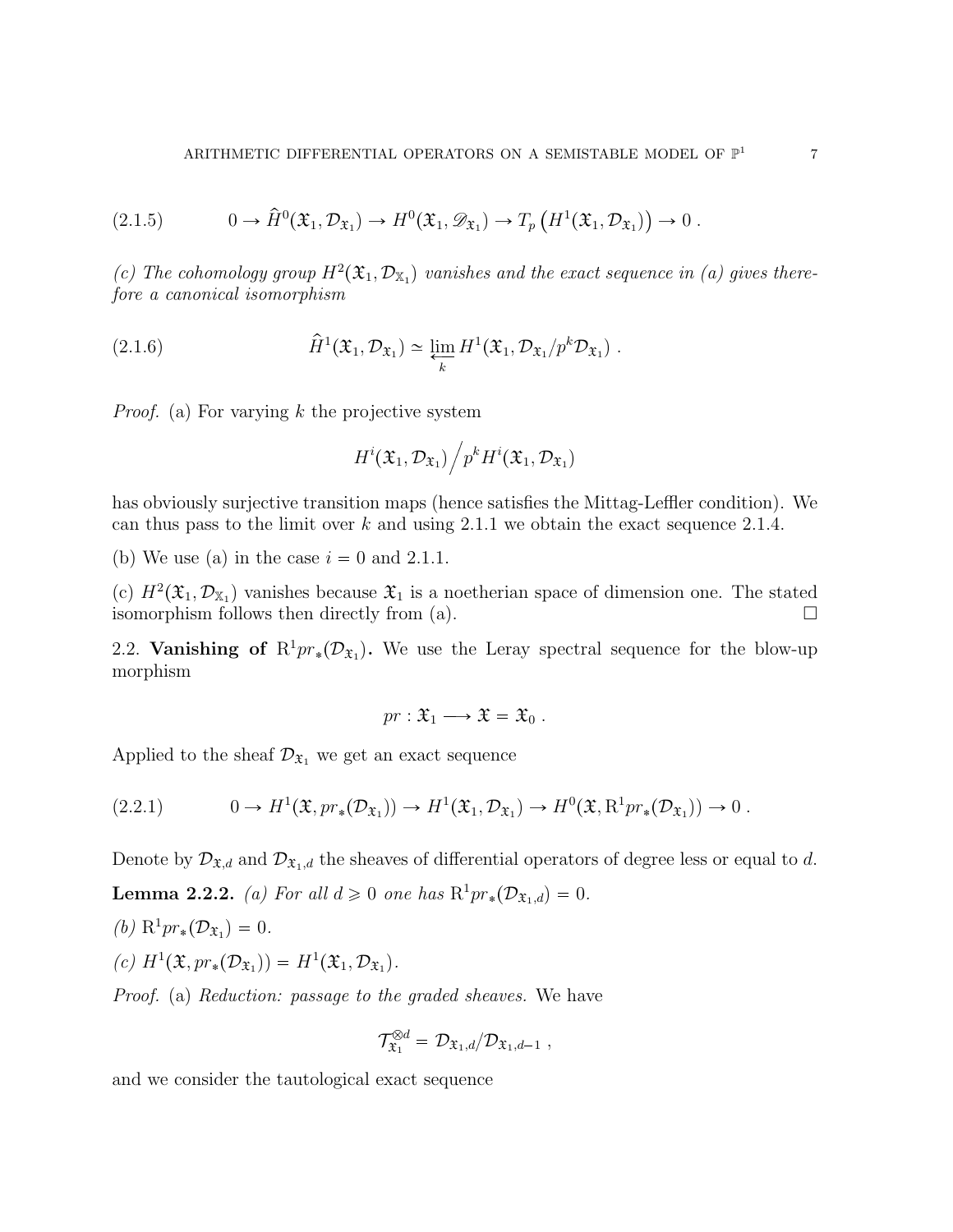$$(2.1.5) \qquad 0 \to \widehat{H}^0(\mathfrak{X}_1, \mathcal{D}_{\mathfrak{X}_1}) \to H^0(\mathfrak{X}_1, \mathscr{D}_{\mathfrak{X}_1}) \to T_p\left(H^1(\mathfrak{X}_1, \mathcal{D}_{\mathfrak{X}_1})\right) \to 0 \,.$$

*(c) The cohomology group $H^2(\mathfrak{X}_1, \mathcal{D}_{\mathbb{X}_1})$ vanishes and the exact sequence in (a) gives therefore a canonical isomorphism*

$$(2.1.6) \qquad \widehat{H}^1(\mathfrak{X}_1, \mathcal{D}_{\mathfrak{X}_1}) \simeq \varprojlim_k H^1(\mathfrak{X}_1, \mathcal{D}_{\mathfrak{X}_1}/p^k\mathcal{D}_{\mathfrak{X}_1}) \,.$$

*Proof.* (a) For varying $k$ the projective system

$$H^i(\mathfrak{X}_1, \mathcal{D}_{\mathfrak{X}_1}) \Big/ p^k H^i(\mathfrak{X}_1, \mathcal{D}_{\mathfrak{X}_1})$$

has obviously surjective transition maps (hence satisfies the Mittag-Leffler condition). We can thus pass to the limit over $k$ and using 2.1.1 we obtain the exact sequence 2.1.4.

(b) We use (a) in the case $i = 0$ and 2.1.1.

(c) $H^2(\mathfrak{X}_1, \mathcal{D}_{\mathbb{X}_1})$ vanishes because $\mathfrak{X}_1$ is a noetherian space of dimension one. The stated isomorphism follows then directly from (a). $\square$

2.2. **Vanishing of $\mathrm{R}^1 pr_*(\mathcal{D}_{\mathfrak{X}_1})$.** We use the Leray spectral sequence for the blow-up morphism

$$pr : \mathfrak{X}_1 \longrightarrow \mathfrak{X} = \mathfrak{X}_0 \,.$$

Applied to the sheaf $\mathcal{D}_{\mathfrak{X}_1}$ we get an exact sequence

$$(2.2.1) \qquad 0 \to H^1(\mathfrak{X}, pr_*(\mathcal{D}_{\mathfrak{X}_1})) \to H^1(\mathfrak{X}_1, \mathcal{D}_{\mathfrak{X}_1}) \to H^0(\mathfrak{X}, \mathrm{R}^1 pr_*(\mathcal{D}_{\mathfrak{X}_1})) \to 0 \,.$$

Denote by $\mathcal{D}_{\mathfrak{X},d}$ and $\mathcal{D}_{\mathfrak{X}_1,d}$ the sheaves of differential operators of degree less or equal to $d$.

**Lemma 2.2.2.** *(a) For all $d \geqslant 0$ one has $\mathrm{R}^1 pr_*(\mathcal{D}_{\mathfrak{X}_1,d}) = 0$.*

*(b) $\mathrm{R}^1 pr_*(\mathcal{D}_{\mathfrak{X}_1}) = 0$.*

*(c) $H^1(\mathfrak{X}, pr_*(\mathcal{D}_{\mathfrak{X}_1})) = H^1(\mathfrak{X}_1, \mathcal{D}_{\mathfrak{X}_1})$.*

*Proof.* (a) *Reduction: passage to the graded sheaves.* We have

$$\mathcal{T}_{\mathfrak{X}_1}^{\otimes d} = \mathcal{D}_{\mathfrak{X}_1,d}/\mathcal{D}_{\mathfrak{X}_1,d-1} \,,$$

and we consider the tautological exact sequence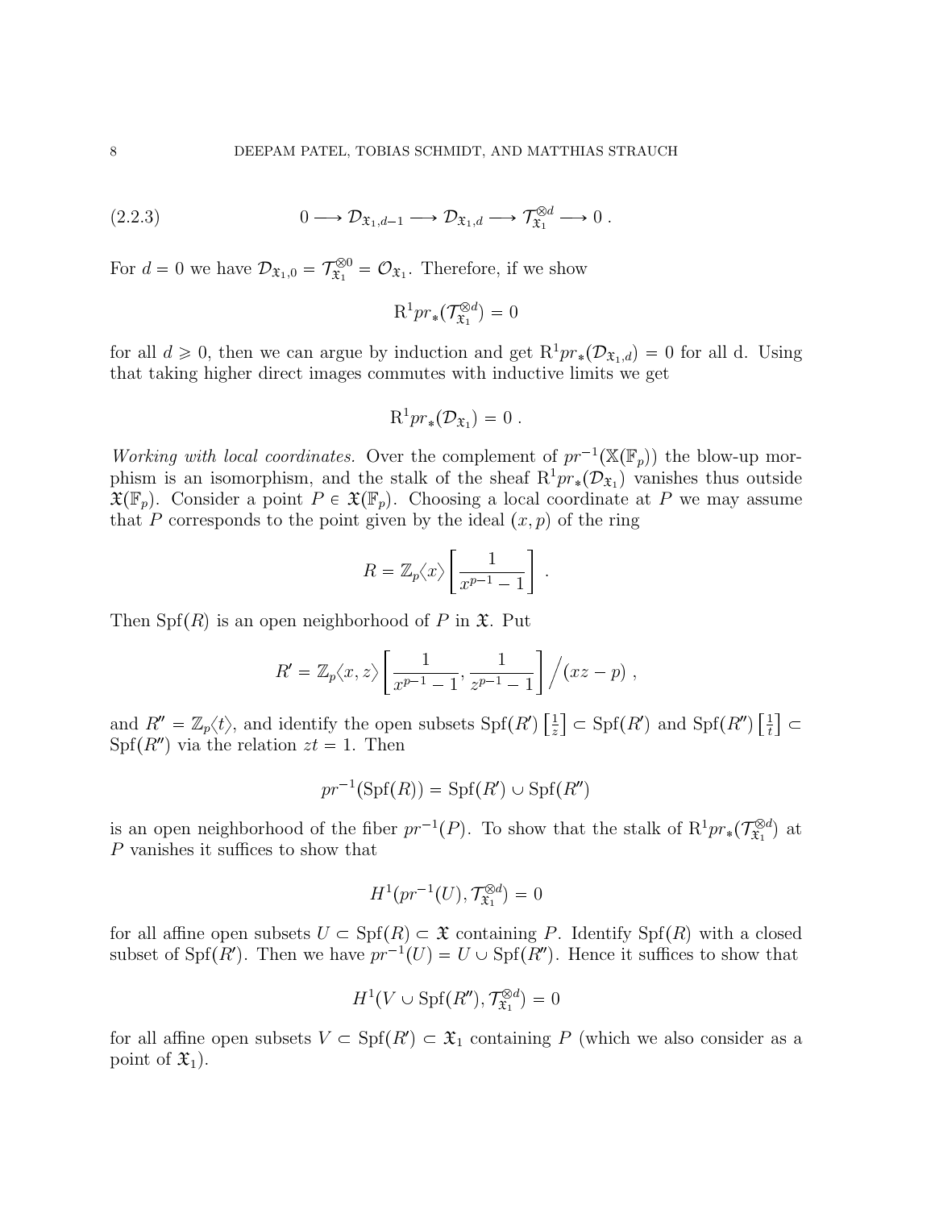$$0 \longrightarrow \mathcal{D}_{\mathfrak{X}_1,d-1} \longrightarrow \mathcal{D}_{\mathfrak{X}_1,d} \longrightarrow \mathcal{T}_{\mathfrak{X}_1}^{\otimes d} \longrightarrow 0 \ . \tag{2.2.3}$$

For $d = 0$ we have $\mathcal{D}_{\mathfrak{X}_1,0} = \mathcal{T}_{\mathfrak{X}_1}^{\otimes 0} = \mathcal{O}_{\mathfrak{X}_1}$. Therefore, if we show

$$\mathrm{R}^1 pr_*(\mathcal{T}_{\mathfrak{X}_1}^{\otimes d}) = 0$$

for all $d \geqslant 0$, then we can argue by induction and get $\mathrm{R}^1 pr_*(\mathcal{D}_{\mathfrak{X}_1,d}) = 0$ for all d. Using that taking higher direct images commutes with inductive limits we get

$$\mathrm{R}^1 pr_*(\mathcal{D}_{\mathfrak{X}_1}) = 0 \ .$$

*Working with local coordinates.* Over the complement of $pr^{-1}(\mathbb{X}(\mathbb{F}_p))$ the blow-up morphism is an isomorphism, and the stalk of the sheaf $\mathrm{R}^1 pr_*(\mathcal{D}_{\mathfrak{X}_1})$ vanishes thus outside $\mathfrak{X}(\mathbb{F}_p)$. Consider a point $P \in \mathfrak{X}(\mathbb{F}_p)$. Choosing a local coordinate at $P$ we may assume that $P$ corresponds to the point given by the ideal $(x,p)$ of the ring

$$R = \mathbb{Z}_p\langle x \rangle \left[\frac{1}{x^{p-1}-1}\right] \ .$$

Then $\mathrm{Spf}(R)$ is an open neighborhood of $P$ in $\mathfrak{X}$. Put

$$R' = \mathbb{Z}_p\langle x, z \rangle \left[\frac{1}{x^{p-1}-1}, \frac{1}{z^{p-1}-1}\right] \Big/ (xz - p) \ ,$$

and $R'' = \mathbb{Z}_p\langle t \rangle$, and identify the open subsets $\mathrm{Spf}(R')\left[\frac{1}{z}\right] \subset \mathrm{Spf}(R')$ and $\mathrm{Spf}(R'')\left[\frac{1}{t}\right] \subset \mathrm{Spf}(R'')$ via the relation $zt = 1$. Then

$$pr^{-1}(\mathrm{Spf}(R)) = \mathrm{Spf}(R') \cup \mathrm{Spf}(R'')$$

is an open neighborhood of the fiber $pr^{-1}(P)$. To show that the stalk of $\mathrm{R}^1 pr_*(\mathcal{T}_{\mathfrak{X}_1}^{\otimes d})$ at $P$ vanishes it suffices to show that

$$H^1(pr^{-1}(U), \mathcal{T}_{\mathfrak{X}_1}^{\otimes d}) = 0$$

for all affine open subsets $U \subset \mathrm{Spf}(R) \subset \mathfrak{X}$ containing $P$. Identify $\mathrm{Spf}(R)$ with a closed subset of $\mathrm{Spf}(R')$. Then we have $pr^{-1}(U) = U \cup \mathrm{Spf}(R'')$. Hence it suffices to show that

$$H^1(V \cup \mathrm{Spf}(R''), \mathcal{T}_{\mathfrak{X}_1}^{\otimes d}) = 0$$

for all affine open subsets $V \subset \mathrm{Spf}(R') \subset \mathfrak{X}_1$ containing $P$ (which we also consider as a point of $\mathfrak{X}_1$).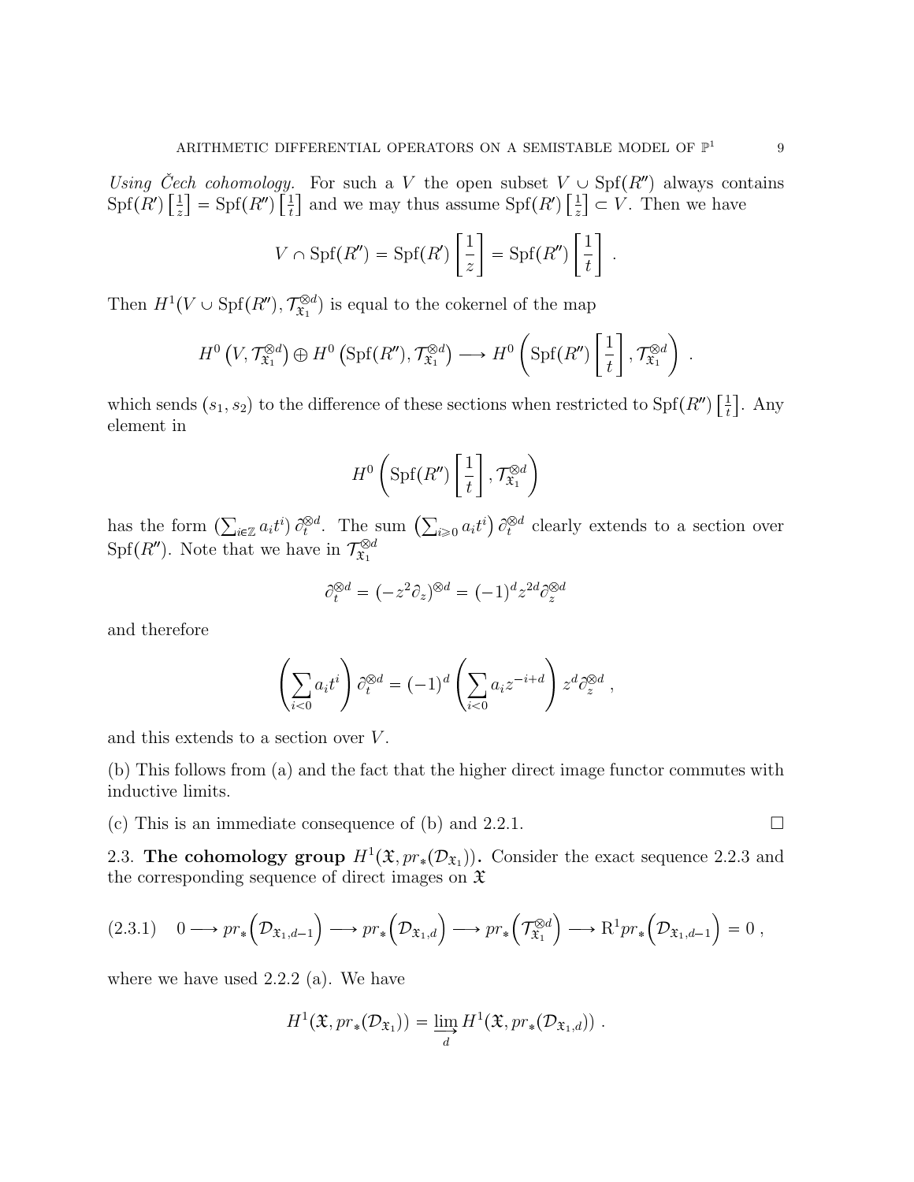*Using Čech cohomology.* For such a $V$ the open subset $V \cup \mathrm{Spf}(R'')$ always contains $\mathrm{Spf}(R')\left[\frac{1}{z}\right] = \mathrm{Spf}(R'')\left[\frac{1}{t}\right]$ and we may thus assume $\mathrm{Spf}(R')\left[\frac{1}{z}\right] \subset V$. Then we have

$$V \cap \mathrm{Spf}(R'') = \mathrm{Spf}(R')\left[\frac{1}{z}\right] = \mathrm{Spf}(R'')\left[\frac{1}{t}\right] .$$

Then $H^1(V \cup \mathrm{Spf}(R''), \mathcal{T}_{\mathfrak{X}_1}^{\otimes d})$ is equal to the cokernel of the map

$$H^0\left(V, \mathcal{T}_{\mathfrak{X}_1}^{\otimes d}\right) \oplus H^0\left(\mathrm{Spf}(R''), \mathcal{T}_{\mathfrak{X}_1}^{\otimes d}\right) \longrightarrow H^0\left(\mathrm{Spf}(R'')\left[\frac{1}{t}\right], \mathcal{T}_{\mathfrak{X}_1}^{\otimes d}\right) .$$

which sends $(s_1, s_2)$ to the difference of these sections when restricted to $\mathrm{Spf}(R'')\left[\frac{1}{t}\right]$. Any element in

$$H^0\left(\mathrm{Spf}(R'')\left[\frac{1}{t}\right], \mathcal{T}_{\mathfrak{X}_1}^{\otimes d}\right)$$

has the form $\left(\sum_{i\in\mathbb{Z}} a_i t^i\right)\partial_t^{\otimes d}$. The sum $\left(\sum_{i\geqslant 0} a_i t^i\right)\partial_t^{\otimes d}$ clearly extends to a section over $\mathrm{Spf}(R'')$. Note that we have in $\mathcal{T}_{\mathfrak{X}_1}^{\otimes d}$

$$\partial_t^{\otimes d} = (-z^2\partial_z)^{\otimes d} = (-1)^d z^{2d}\partial_z^{\otimes d}$$

and therefore

$$\left(\sum_{i<0} a_i t^i\right)\partial_t^{\otimes d} = (-1)^d\left(\sum_{i<0} a_i z^{-i+d}\right) z^d \partial_z^{\otimes d} ,$$

and this extends to a section over $V$.

(b) This follows from (a) and the fact that the higher direct image functor commutes with inductive limits.

(c) This is an immediate consequence of (b) and 2.2.1. $\square$

2.3. **The cohomology group $H^1(\mathfrak{X}, pr_*(\mathcal{D}_{\mathfrak{X}_1}))$.** Consider the exact sequence 2.2.3 and the corresponding sequence of direct images on $\mathfrak{X}$

$$(2.3.1) \quad 0 \longrightarrow pr_*\Big(\mathcal{D}_{\mathfrak{X}_1,d-1}\Big) \longrightarrow pr_*\Big(\mathcal{D}_{\mathfrak{X}_1,d}\Big) \longrightarrow pr_*\Big(\mathcal{T}_{\mathfrak{X}_1}^{\otimes d}\Big) \longrightarrow \mathrm{R}^1 pr_*\Big(\mathcal{D}_{\mathfrak{X}_1,d-1}\Big) = 0 ,$$

where we have used 2.2.2 (a). We have

$$H^1(\mathfrak{X}, pr_*(\mathcal{D}_{\mathfrak{X}_1})) = \varinjlim_d H^1(\mathfrak{X}, pr_*(\mathcal{D}_{\mathfrak{X}_1,d})) .$$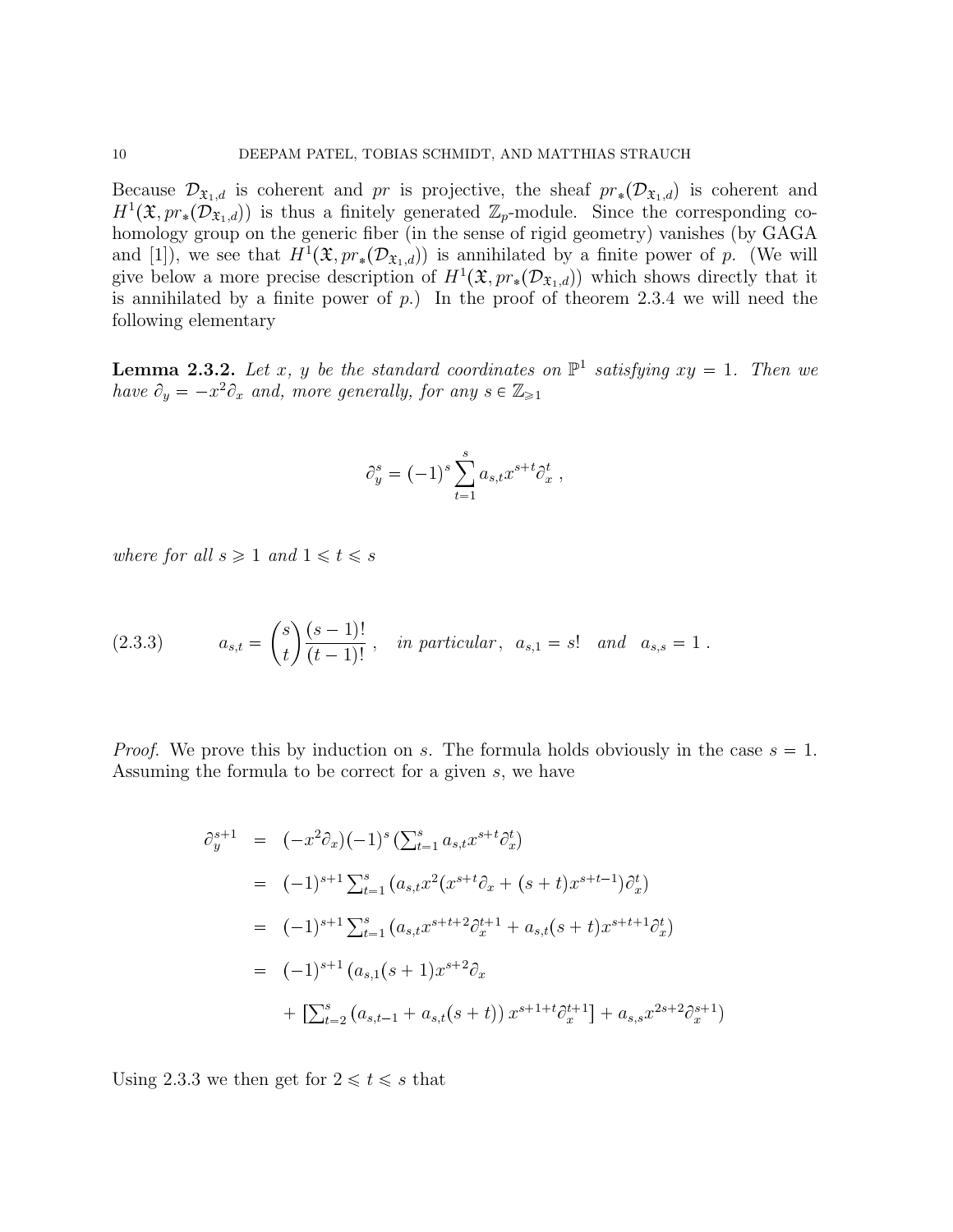Because $\mathcal{D}_{\mathfrak{X}_1,d}$ is coherent and $pr$ is projective, the sheaf $pr_*(\mathcal{D}_{\mathfrak{X}_1,d})$ is coherent and $H^1(\mathfrak{X}, pr_*(\mathcal{D}_{\mathfrak{X}_1,d}))$ is thus a finitely generated $\mathbb{Z}_p$-module. Since the corresponding cohomology group on the generic fiber (in the sense of rigid geometry) vanishes (by GAGA and [1]), we see that $H^1(\mathfrak{X}, pr_*(\mathcal{D}_{\mathfrak{X}_1,d}))$ is annihilated by a finite power of $p$. (We will give below a more precise description of $H^1(\mathfrak{X}, pr_*(\mathcal{D}_{\mathfrak{X}_1,d}))$ which shows directly that it is annihilated by a finite power of $p$.) In the proof of theorem 2.3.4 we will need the following elementary

**Lemma 2.3.2.** *Let $x$, $y$ be the standard coordinates on $\mathbb{P}^1$ satisfying $xy = 1$. Then we have $\partial_y = -x^2\partial_x$ and, more generally, for any $s \in \mathbb{Z}_{\geqslant 1}$*

$$\partial_y^s = (-1)^s \sum_{t=1}^{s} a_{s,t} x^{s+t} \partial_x^t ,$$

*where for all $s \geqslant 1$ and $1 \leqslant t \leqslant s$*

$$a_{s,t} = \binom{s}{t} \frac{(s-1)!}{(t-1)!} , \quad \textit{in particular}, \;\; a_{s,1} = s! \;\; \textit{and} \;\; a_{s,s} = 1 . \tag{2.3.3}$$

*Proof.* We prove this by induction on $s$. The formula holds obviously in the case $s = 1$. Assuming the formula to be correct for a given $s$, we have

$$\begin{aligned}
\partial_y^{s+1} &= (-x^2\partial_x)(-1)^s \left(\textstyle\sum_{t=1}^s a_{s,t} x^{s+t} \partial_x^t\right) \\
&= (-1)^{s+1} \textstyle\sum_{t=1}^s \left(a_{s,t} x^2 (x^{s+t}\partial_x + (s+t)x^{s+t-1})\partial_x^t\right) \\
&= (-1)^{s+1} \textstyle\sum_{t=1}^s \left(a_{s,t} x^{s+t+2}\partial_x^{t+1} + a_{s,t}(s+t)x^{s+t+1}\partial_x^t\right) \\
&= (-1)^{s+1} \left(a_{s,1}(s+1)x^{s+2}\partial_x\right. \\
&\quad + \left.\left[\textstyle\sum_{t=2}^s \left(a_{s,t-1} + a_{s,t}(s+t)\right) x^{s+1+t}\partial_x^{t+1}\right] + a_{s,s}x^{2s+2}\partial_x^{s+1}\right)
\end{aligned}$$

Using 2.3.3 we then get for $2 \leqslant t \leqslant s$ that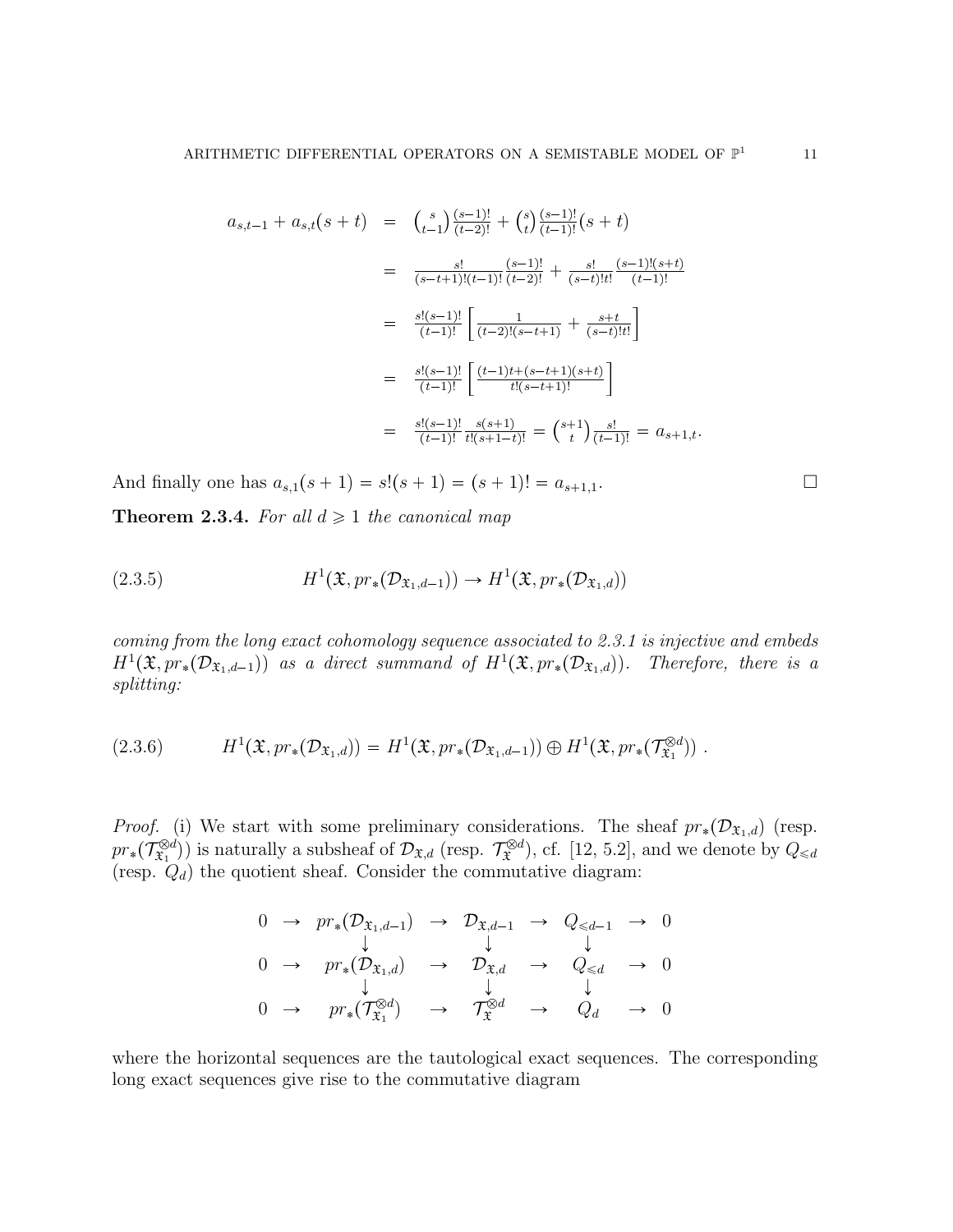$$
\begin{aligned}
a_{s,t-1} + a_{s,t}(s+t) &= \binom{s}{t-1}\frac{(s-1)!}{(t-2)!} + \binom{s}{t}\frac{(s-1)!}{(t-1)!}(s+t) \\
&= \frac{s!}{(s-t+1)!(t-1)!}\frac{(s-1)!}{(t-2)!} + \frac{s!}{(s-t)!t!}\frac{(s-1)!(s+t)}{(t-1)!} \\
&= \frac{s!(s-1)!}{(t-1)!}\left[\frac{1}{(t-2)!(s-t+1)} + \frac{s+t}{(s-t)!t!}\right] \\
&= \frac{s!(s-1)!}{(t-1)!}\left[\frac{(t-1)t+(s-t+1)(s+t)}{t!(s-t+1)!}\right] \\
&= \frac{s!(s-1)!}{(t-1)!}\frac{s(s+1)}{t!(s+1-t)!} = \binom{s+1}{t}\frac{s!}{(t-1)!} = a_{s+1,t}.
\end{aligned}
$$

And finally one has $a_{s,1}(s+1) = s!(s+1) = (s+1)! = a_{s+1,1}$. $\square$

**Theorem 2.3.4.** *For all $d \geqslant 1$ the canonical map*

$$
H^1(\mathfrak{X}, pr_*(\mathcal{D}_{\mathfrak{X}_1,d-1})) \to H^1(\mathfrak{X}, pr_*(\mathcal{D}_{\mathfrak{X}_1,d})) \tag{2.3.5}
$$

*coming from the long exact cohomology sequence associated to 2.3.1 is injective and embeds $H^1(\mathfrak{X}, pr_*(\mathcal{D}_{\mathfrak{X}_1,d-1}))$ as a direct summand of $H^1(\mathfrak{X}, pr_*(\mathcal{D}_{\mathfrak{X}_1,d}))$. Therefore, there is a splitting:*

$$
H^1(\mathfrak{X}, pr_*(\mathcal{D}_{\mathfrak{X}_1,d})) = H^1(\mathfrak{X}, pr_*(\mathcal{D}_{\mathfrak{X}_1,d-1})) \oplus H^1(\mathfrak{X}, pr_*(\mathcal{T}_{\mathfrak{X}_1}^{\otimes d}))\ . \tag{2.3.6}
$$

*Proof.* (i) We start with some preliminary considerations. The sheaf $pr_*(\mathcal{D}_{\mathfrak{X}_1,d})$ (resp. $pr_*(\mathcal{T}_{\mathfrak{X}_1}^{\otimes d})$) is naturally a subsheaf of $\mathcal{D}_{\mathfrak{X},d}$ (resp. $\mathcal{T}_{\mathfrak{X}}^{\otimes d}$), cf. [12, 5.2], and we denote by $Q_{\leqslant d}$ (resp. $Q_d$) the quotient sheaf. Consider the commutative diagram:

$$
\begin{array}{ccccccccc}
0 & \to & pr_*(\mathcal{D}_{\mathfrak{X}_1,d-1}) & \to & \mathcal{D}_{\mathfrak{X},d-1} & \to & Q_{\leqslant d-1} & \to & 0 \\
 & & \downarrow & & \downarrow & & \downarrow & & \\
0 & \to & pr_*(\mathcal{D}_{\mathfrak{X}_1,d}) & \to & \mathcal{D}_{\mathfrak{X},d} & \to & Q_{\leqslant d} & \to & 0 \\
 & & \downarrow & & \downarrow & & \downarrow & & \\
0 & \to & pr_*(\mathcal{T}_{\mathfrak{X}_1}^{\otimes d}) & \to & \mathcal{T}_{\mathfrak{X}}^{\otimes d} & \to & Q_d & \to & 0
\end{array}
$$

where the horizontal sequences are the tautological exact sequences. The corresponding long exact sequences give rise to the commutative diagram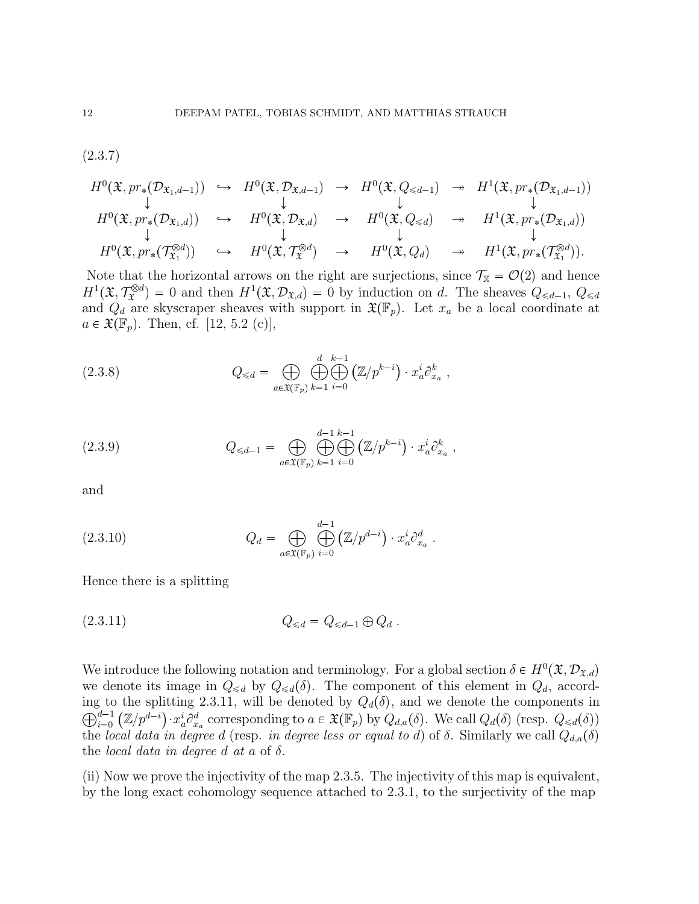(2.3.7)

$$
\begin{array}{ccccccc}
H^0(\mathfrak{X}, pr_*(\mathcal{D}_{\mathfrak{X}_1,d-1})) & \hookrightarrow & H^0(\mathfrak{X}, \mathcal{D}_{\mathfrak{X},d-1}) & \to & H^0(\mathfrak{X}, Q_{\leqslant d-1}) & \twoheadrightarrow & H^1(\mathfrak{X}, pr_*(\mathcal{D}_{\mathfrak{X}_1,d-1})) \\
\downarrow & & \downarrow & & \downarrow & & \downarrow \\
H^0(\mathfrak{X}, pr_*(\mathcal{D}_{\mathfrak{X}_1,d})) & \hookrightarrow & H^0(\mathfrak{X}, \mathcal{D}_{\mathfrak{X},d}) & \to & H^0(\mathfrak{X}, Q_{\leqslant d}) & \twoheadrightarrow & H^1(\mathfrak{X}, pr_*(\mathcal{D}_{\mathfrak{X}_1,d})) \\
\downarrow & & \downarrow & & \downarrow & & \downarrow \\
H^0(\mathfrak{X}, pr_*(\mathcal{T}_{\mathfrak{X}_1}^{\otimes d})) & \hookrightarrow & H^0(\mathfrak{X}, \mathcal{T}_{\mathfrak{X}}^{\otimes d}) & \to & H^0(\mathfrak{X}, Q_d) & \twoheadrightarrow & H^1(\mathfrak{X}, pr_*(\mathcal{T}_{\mathfrak{X}_1}^{\otimes d})).
\end{array}
$$

Note that the horizontal arrows on the right are surjections, since $\mathcal{T}_{\mathbb{X}} = \mathcal{O}(2)$ and hence $H^1(\mathfrak{X}, \mathcal{T}_{\mathfrak{X}}^{\otimes d}) = 0$ and then $H^1(\mathfrak{X}, \mathcal{D}_{\mathfrak{X},d}) = 0$ by induction on $d$. The sheaves $Q_{\leqslant d-1}$, $Q_{\leqslant d}$ and $Q_d$ are skyscraper sheaves with support in $\mathfrak{X}(\mathbb{F}_p)$. Let $x_a$ be a local coordinate at $a \in \mathfrak{X}(\mathbb{F}_p)$. Then, cf. [12, 5.2 (c)],

$$
Q_{\leqslant d} = \bigoplus_{a \in \mathfrak{X}(\mathbb{F}_p)} \bigoplus_{k=1}^{d} \bigoplus_{i=0}^{k-1} \left(\mathbb{Z}/p^{k-i}\right) \cdot x_a^i \partial_{x_a}^k \ , \tag{2.3.8}
$$

$$
Q_{\leqslant d-1} = \bigoplus_{a \in \mathfrak{X}(\mathbb{F}_p)} \bigoplus_{k=1}^{d-1} \bigoplus_{i=0}^{k-1} \left(\mathbb{Z}/p^{k-i}\right) \cdot x_a^i \partial_{x_a}^k \ , \tag{2.3.9}
$$

and

$$
Q_d = \bigoplus_{a \in \mathfrak{X}(\mathbb{F}_p)} \bigoplus_{i=0}^{d-1} \left(\mathbb{Z}/p^{d-i}\right) \cdot x_a^i \partial_{x_a}^d \ . \tag{2.3.10}
$$

Hence there is a splitting

$$
Q_{\leqslant d} = Q_{\leqslant d-1} \oplus Q_d \ . \tag{2.3.11}
$$

We introduce the following notation and terminology. For a global section $\delta \in H^0(\mathfrak{X}, \mathcal{D}_{\mathfrak{X},d})$ we denote its image in $Q_{\leqslant d}$ by $Q_{\leqslant d}(\delta)$. The component of this element in $Q_d$, according to the splitting 2.3.11, will be denoted by $Q_d(\delta)$, and we denote the components in $\bigoplus_{i=0}^{d-1} \left(\mathbb{Z}/p^{d-i}\right) \cdot x_a^i \partial_{x_a}^d$ corresponding to $a \in \mathfrak{X}(\mathbb{F}_p)$ by $Q_{d,a}(\delta)$. We call $Q_d(\delta)$ (resp. $Q_{\leqslant d}(\delta)$) the *local data in degree d* (resp. *in degree less or equal to d*) of $\delta$. Similarly we call $Q_{d,a}(\delta)$ the *local data in degree d at a* of $\delta$.

(ii) Now we prove the injectivity of the map 2.3.5. The injectivity of this map is equivalent, by the long exact cohomology sequence attached to 2.3.1, to the surjectivity of the map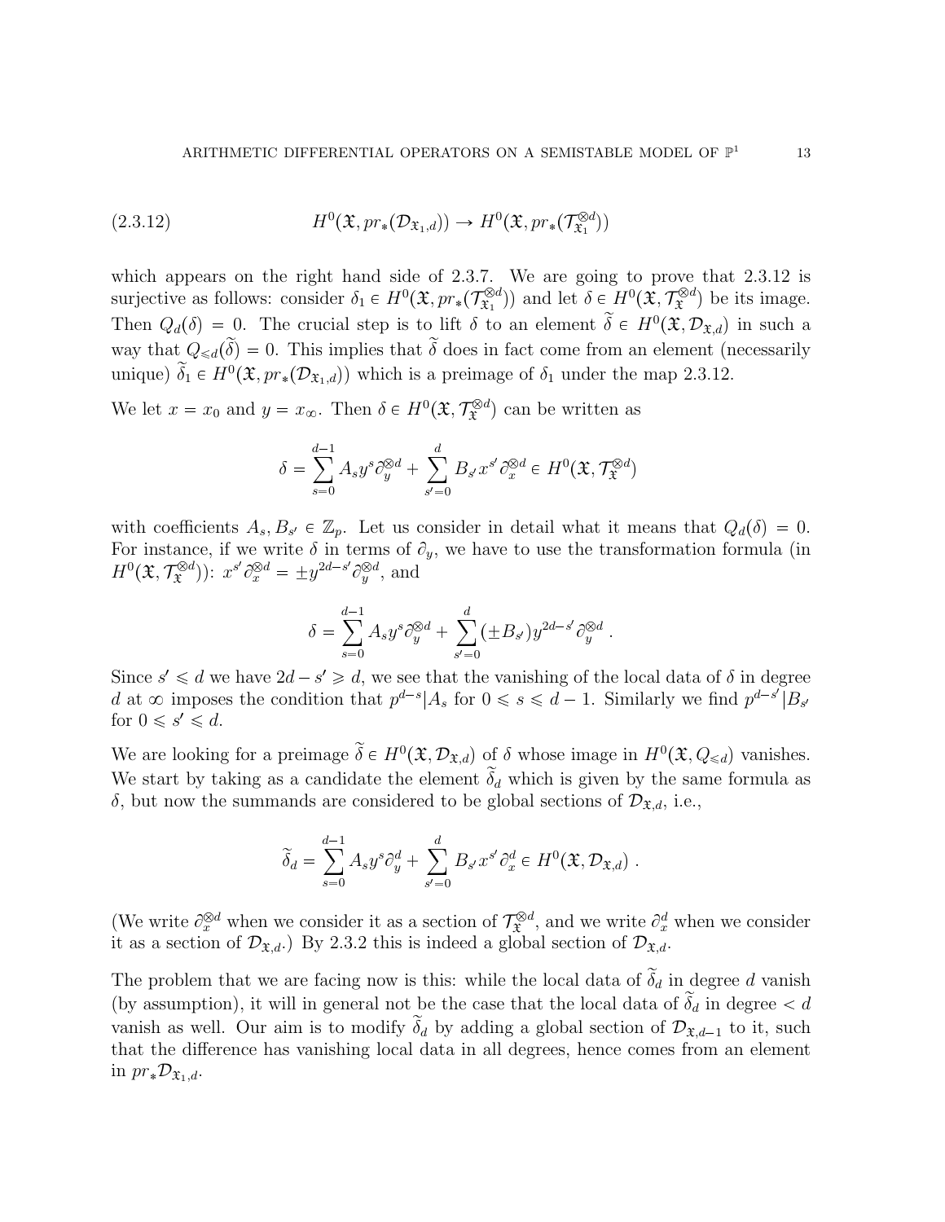$$H^0(\mathfrak{X}, pr_*(\mathcal{D}_{\mathfrak{X}_1,d})) \to H^0(\mathfrak{X}, pr_*(\mathcal{T}_{\mathfrak{X}_1}^{\otimes d})) \tag{2.3.12}$$

which appears on the right hand side of 2.3.7. We are going to prove that 2.3.12 is surjective as follows: consider $\delta_1 \in H^0(\mathfrak{X}, pr_*(\mathcal{T}_{\mathfrak{X}_1}^{\otimes d}))$ and let $\delta \in H^0(\mathfrak{X}, \mathcal{T}_{\mathfrak{X}}^{\otimes d})$ be its image. Then $Q_d(\delta) = 0$. The crucial step is to lift $\delta$ to an element $\widetilde{\delta} \in H^0(\mathfrak{X}, \mathcal{D}_{\mathfrak{X},d})$ in such a way that $Q_{\leqslant d}(\widetilde{\delta}) = 0$. This implies that $\widetilde{\delta}$ does in fact come from an element (necessarily unique) $\widetilde{\delta}_1 \in H^0(\mathfrak{X}, pr_*(\mathcal{D}_{\mathfrak{X}_1,d}))$ which is a preimage of $\delta_1$ under the map 2.3.12.

We let $x = x_0$ and $y = x_\infty$. Then $\delta \in H^0(\mathfrak{X}, \mathcal{T}_{\mathfrak{X}}^{\otimes d})$ can be written as

$$\delta = \sum_{s=0}^{d-1} A_s y^s \partial_y^{\otimes d} + \sum_{s'=0}^{d} B_{s'} x^{s'} \partial_x^{\otimes d} \in H^0(\mathfrak{X}, \mathcal{T}_{\mathfrak{X}}^{\otimes d})$$

with coefficients $A_s, B_{s'} \in \mathbb{Z}_p$. Let us consider in detail what it means that $Q_d(\delta) = 0$. For instance, if we write $\delta$ in terms of $\partial_y$, we have to use the transformation formula (in $H^0(\mathfrak{X}, \mathcal{T}_{\mathfrak{X}}^{\otimes d})$): $x^{s'} \partial_x^{\otimes d} = \pm y^{2d-s'} \partial_y^{\otimes d}$, and

$$\delta = \sum_{s=0}^{d-1} A_s y^s \partial_y^{\otimes d} + \sum_{s'=0}^{d} (\pm B_{s'}) y^{2d-s'} \partial_y^{\otimes d} \, .$$

Since $s' \leqslant d$ we have $2d - s' \geqslant d$, we see that the vanishing of the local data of $\delta$ in degree $d$ at $\infty$ imposes the condition that $p^{d-s} | A_s$ for $0 \leqslant s \leqslant d-1$. Similarly we find $p^{d-s'} | B_{s'}$ for $0 \leqslant s' \leqslant d$.

We are looking for a preimage $\widetilde{\delta} \in H^0(\mathfrak{X}, \mathcal{D}_{\mathfrak{X},d})$ of $\delta$ whose image in $H^0(\mathfrak{X}, Q_{\leqslant d})$ vanishes. We start by taking as a candidate the element $\widetilde{\delta}_d$ which is given by the same formula as $\delta$, but now the summands are considered to be global sections of $\mathcal{D}_{\mathfrak{X},d}$, i.e.,

$$\widetilde{\delta}_d = \sum_{s=0}^{d-1} A_s y^s \partial_y^d + \sum_{s'=0}^{d} B_{s'} x^{s'} \partial_x^d \in H^0(\mathfrak{X}, \mathcal{D}_{\mathfrak{X},d}) \, .$$

(We write $\partial_x^{\otimes d}$ when we consider it as a section of $\mathcal{T}_{\mathfrak{X}}^{\otimes d}$, and we write $\partial_x^d$ when we consider it as a section of $\mathcal{D}_{\mathfrak{X},d}$.) By 2.3.2 this is indeed a global section of $\mathcal{D}_{\mathfrak{X},d}$.

The problem that we are facing now is this: while the local data of $\widetilde{\delta}_d$ in degree $d$ vanish (by assumption), it will in general not be the case that the local data of $\widetilde{\delta}_d$ in degree $< d$ vanish as well. Our aim is to modify $\widetilde{\delta}_d$ by adding a global section of $\mathcal{D}_{\mathfrak{X},d-1}$ to it, such that the difference has vanishing local data in all degrees, hence comes from an element in $pr_*\mathcal{D}_{\mathfrak{X}_1,d}$.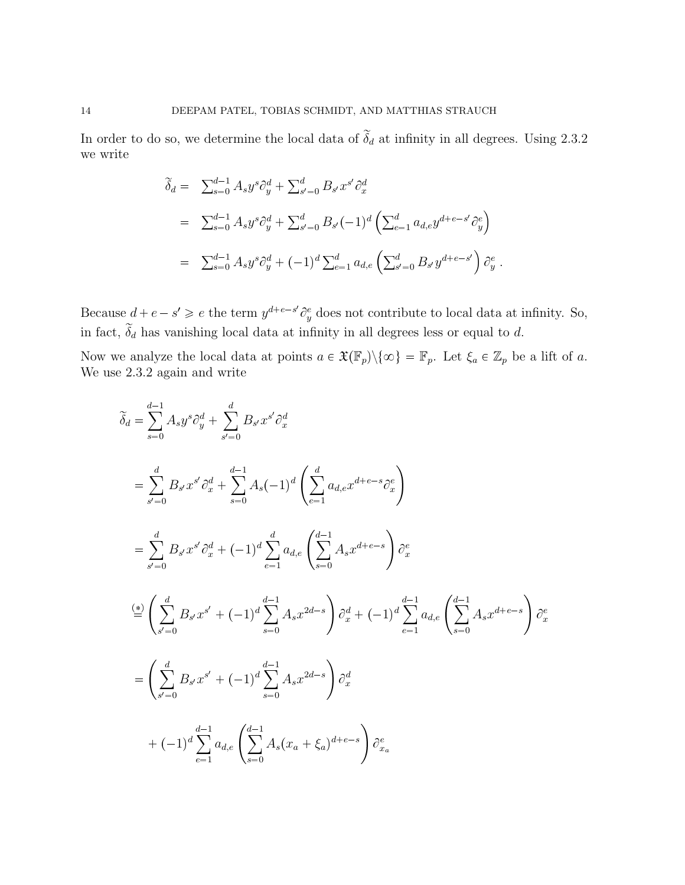In order to do so, we determine the local data of $\widetilde{\delta}_d$ at infinity in all degrees. Using 2.3.2 we write

$$
\begin{aligned}
\widetilde{\delta}_d = & \sum_{s=0}^{d-1} A_s y^s \partial_y^d + \sum_{s'=0}^{d} B_{s'} x^{s'} \partial_x^d \\
= & \sum_{s=0}^{d-1} A_s y^s \partial_y^d + \sum_{s'=0}^{d} B_{s'} (-1)^d \left( \sum_{e=1}^{d} a_{d,e} y^{d+e-s'} \partial_y^e \right) \\
= & \sum_{s=0}^{d-1} A_s y^s \partial_y^d + (-1)^d \sum_{e=1}^{d} a_{d,e} \left( \sum_{s'=0}^{d} B_{s'} y^{d+e-s'} \right) \partial_y^e \,.
\end{aligned}
$$

Because $d + e - s' \geqslant e$ the term $y^{d+e-s'} \partial_y^e$ does not contribute to local data at infinity. So, in fact, $\widetilde{\delta}_d$ has vanishing local data at infinity in all degrees less or equal to $d$.

Now we analyze the local data at points $a \in \mathfrak{X}(\mathbb{F}_p) \backslash \{\infty\} = \mathbb{F}_p$. Let $\xi_a \in \mathbb{Z}_p$ be a lift of $a$. We use 2.3.2 again and write

$$
\begin{aligned}
\widetilde{\delta}_d &= \sum_{s=0}^{d-1} A_s y^s \partial_y^d + \sum_{s'=0}^{d} B_{s'} x^{s'} \partial_x^d \\
&= \sum_{s'=0}^{d} B_{s'} x^{s'} \partial_x^d + \sum_{s=0}^{d-1} A_s (-1)^d \left( \sum_{e=1}^{d} a_{d,e} x^{d+e-s} \partial_x^e \right) \\
&= \sum_{s'=0}^{d} B_{s'} x^{s'} \partial_x^d + (-1)^d \sum_{e=1}^{d} a_{d,e} \left( \sum_{s=0}^{d-1} A_s x^{d+e-s} \right) \partial_x^e \\
&\overset{(*)}{=} \left( \sum_{s'=0}^{d} B_{s'} x^{s'} + (-1)^d \sum_{s=0}^{d-1} A_s x^{2d-s} \right) \partial_x^d + (-1)^d \sum_{e=1}^{d-1} a_{d,e} \left( \sum_{s=0}^{d-1} A_s x^{d+e-s} \right) \partial_x^e \\
&= \left( \sum_{s'=0}^{d} B_{s'} x^{s'} + (-1)^d \sum_{s=0}^{d-1} A_s x^{2d-s} \right) \partial_x^d \\
&\quad + (-1)^d \sum_{e=1}^{d-1} a_{d,e} \left( \sum_{s=0}^{d-1} A_s (x_a + \xi_a)^{d+e-s} \right) \partial_{x_a}^e
\end{aligned}
$$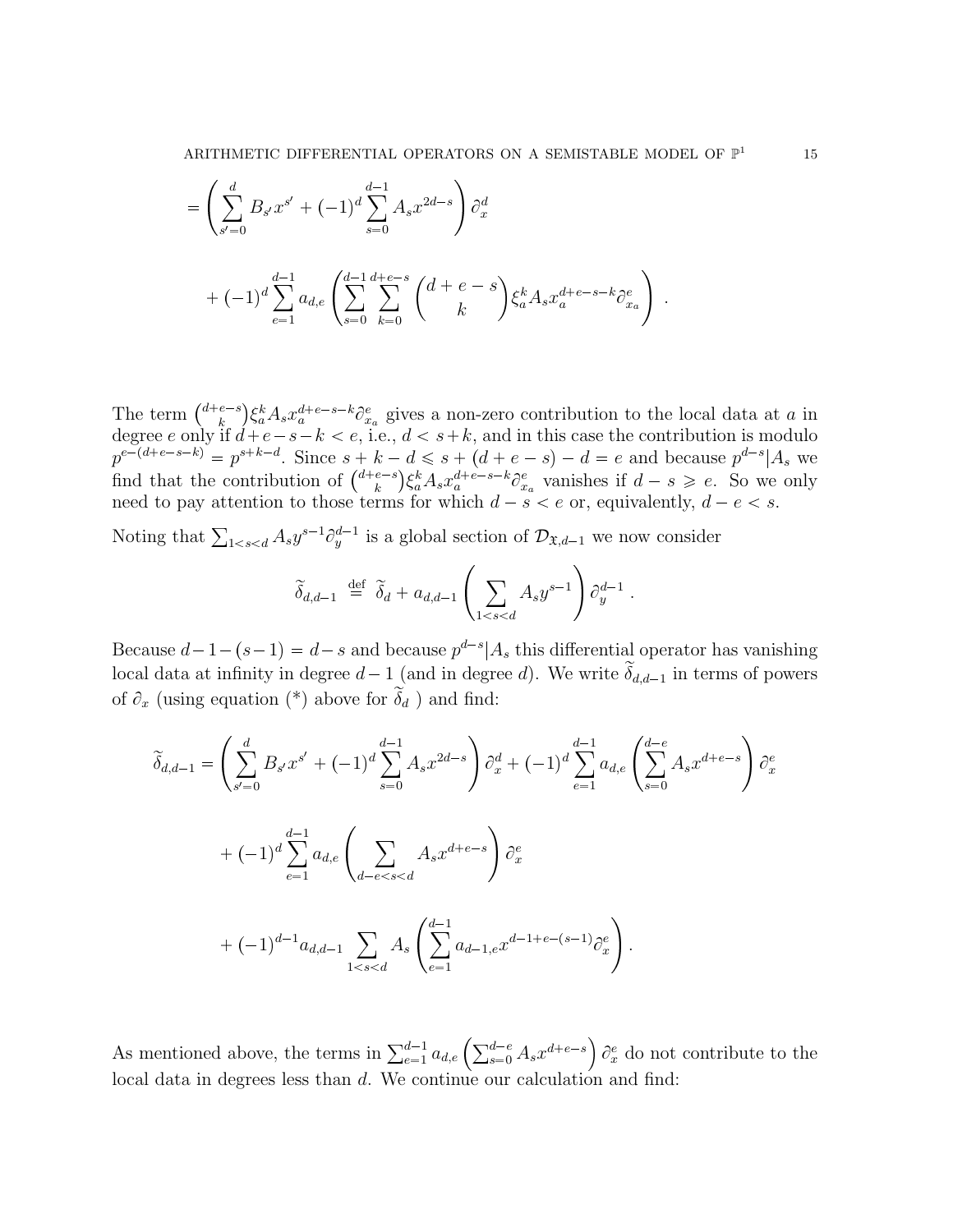$$= \left( \sum_{s'=0}^{d} B_{s'} x^{s'} + (-1)^d \sum_{s=0}^{d-1} A_s x^{2d-s} \right) \partial_x^d$$

$$+ (-1)^d \sum_{e=1}^{d-1} a_{d,e} \left( \sum_{s=0}^{d-1} \sum_{k=0}^{d+e-s} \binom{d+e-s}{k} \xi_a^k A_s x_a^{d+e-s-k} \partial_{x_a}^e \right) .$$

The term $\binom{d+e-s}{k}\xi_a^k A_s x_a^{d+e-s-k}\partial_{x_a}^e$ gives a non-zero contribution to the local data at $a$ in degree $e$ only if $d+e-s-k < e$, i.e., $d < s+k$, and in this case the contribution is modulo $p^{e-(d+e-s-k)} = p^{s+k-d}$. Since $s+k-d \leqslant s+(d+e-s)-d = e$ and because $p^{d-s}|A_s$ we find that the contribution of $\binom{d+e-s}{k}\xi_a^k A_s x_a^{d+e-s-k}\partial_{x_a}^e$ vanishes if $d-s \geqslant e$. So we only need to pay attention to those terms for which $d-s < e$ or, equivalently, $d-e < s$.

Noting that $\sum_{1<s<d} A_s y^{s-1}\partial_y^{d-1}$ is a global section of $\mathcal{D}_{\mathfrak{X},d-1}$ we now consider

$$\widetilde{\delta}_{d,d-1} \stackrel{\text{def}}{=} \widetilde{\delta}_d + a_{d,d-1} \left( \sum_{1<s<d} A_s y^{s-1} \right) \partial_y^{d-1} .$$

Because $d-1-(s-1) = d-s$ and because $p^{d-s}|A_s$ this differential operator has vanishing local data at infinity in degree $d-1$ (and in degree $d$). We write $\widetilde{\delta}_{d,d-1}$ in terms of powers of $\partial_x$ (using equation (*) above for $\widetilde{\delta}_d$ ) and find:

$$\widetilde{\delta}_{d,d-1} = \left( \sum_{s'=0}^{d} B_{s'} x^{s'} + (-1)^d \sum_{s=0}^{d-1} A_s x^{2d-s} \right) \partial_x^d + (-1)^d \sum_{e=1}^{d-1} a_{d,e} \left( \sum_{s=0}^{d-e} A_s x^{d+e-s} \right) \partial_x^e$$

$$+ (-1)^d \sum_{e=1}^{d-1} a_{d,e} \left( \sum_{d-e<s<d} A_s x^{d+e-s} \right) \partial_x^e$$

$$+ (-1)^{d-1} a_{d,d-1} \sum_{1<s<d} A_s \left( \sum_{e=1}^{d-1} a_{d-1,e} x^{d-1+e-(s-1)} \partial_x^e \right) .$$

As mentioned above, the terms in $\sum_{e=1}^{d-1} a_{d,e} \left( \sum_{s=0}^{d-e} A_s x^{d+e-s} \right) \partial_x^e$ do not contribute to the local data in degrees less than $d$. We continue our calculation and find: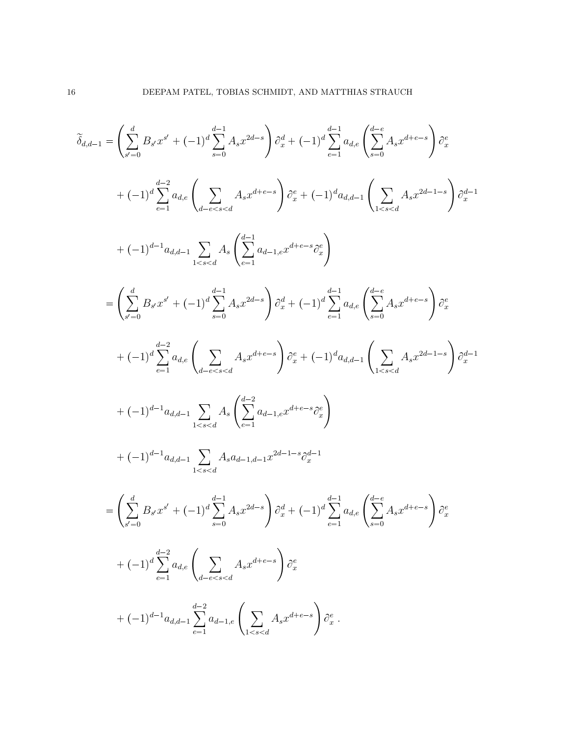$$
\begin{aligned}
\widetilde{\delta}_{d,d-1} &= \left( \sum_{s'=0}^{d} B_{s'} x^{s'} + (-1)^d \sum_{s=0}^{d-1} A_s x^{2d-s} \right) \partial_x^d + (-1)^d \sum_{e=1}^{d-1} a_{d,e} \left( \sum_{s=0}^{d-e} A_s x^{d+e-s} \right) \partial_x^e \\
&\quad + (-1)^d \sum_{e=1}^{d-2} a_{d,e} \left( \sum_{d-e<s<d} A_s x^{d+e-s} \right) \partial_x^e + (-1)^d a_{d,d-1} \left( \sum_{1<s<d} A_s x^{2d-1-s} \right) \partial_x^{d-1} \\
&\quad + (-1)^{d-1} a_{d,d-1} \sum_{1<s<d} A_s \left( \sum_{e=1}^{d-1} a_{d-1,e} x^{d+e-s} \partial_x^e \right) \\
&= \left( \sum_{s'=0}^{d} B_{s'} x^{s'} + (-1)^d \sum_{s=0}^{d-1} A_s x^{2d-s} \right) \partial_x^d + (-1)^d \sum_{e=1}^{d-1} a_{d,e} \left( \sum_{s=0}^{d-e} A_s x^{d+e-s} \right) \partial_x^e \\
&\quad + (-1)^d \sum_{e=1}^{d-2} a_{d,e} \left( \sum_{d-e<s<d} A_s x^{d+e-s} \right) \partial_x^e + (-1)^d a_{d,d-1} \left( \sum_{1<s<d} A_s x^{2d-1-s} \right) \partial_x^{d-1} \\
&\quad + (-1)^{d-1} a_{d,d-1} \sum_{1<s<d} A_s \left( \sum_{e=1}^{d-2} a_{d-1,e} x^{d+e-s} \partial_x^e \right) \\
&\quad + (-1)^{d-1} a_{d,d-1} \sum_{1<s<d} A_s a_{d-1,d-1} x^{2d-1-s} \partial_x^{d-1} \\
&= \left( \sum_{s'=0}^{d} B_{s'} x^{s'} + (-1)^d \sum_{s=0}^{d-1} A_s x^{2d-s} \right) \partial_x^d + (-1)^d \sum_{e=1}^{d-1} a_{d,e} \left( \sum_{s=0}^{d-e} A_s x^{d+e-s} \right) \partial_x^e \\
&\quad + (-1)^d \sum_{e=1}^{d-2} a_{d,e} \left( \sum_{d-e<s<d} A_s x^{d+e-s} \right) \partial_x^e \\
&\quad + (-1)^{d-1} a_{d,d-1} \sum_{e=1}^{d-2} a_{d-1,e} \left( \sum_{1<s<d} A_s x^{d+e-s} \right) \partial_x^e \, .
\end{aligned}
$$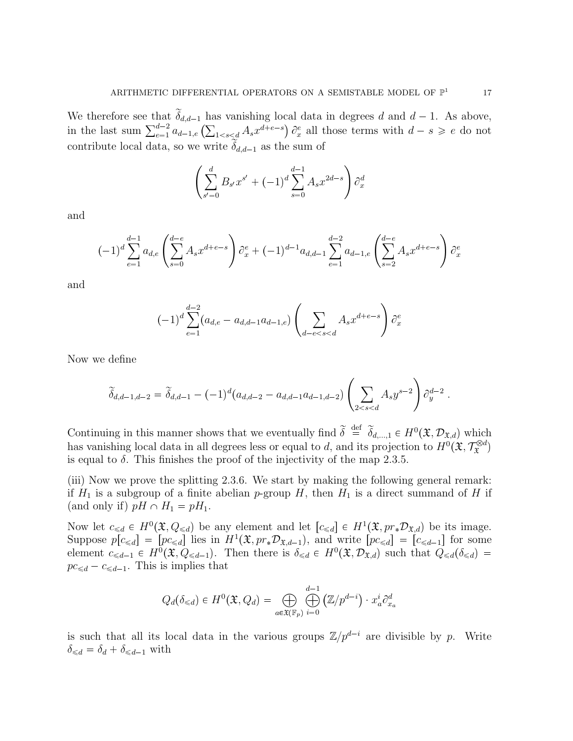We therefore see that $\widetilde{\delta}_{d,d-1}$ has vanishing local data in degrees $d$ and $d-1$. As above, in the last sum $\sum_{e=1}^{d-2} a_{d-1,e}\left(\sum_{1<s<d} A_s x^{d+e-s}\right)\partial_x^e$ all those terms with $d-s \geqslant e$ do not contribute local data, so we write $\widetilde{\delta}_{d,d-1}$ as the sum of

$$\left(\sum_{s'=0}^{d} B_{s'}x^{s'} + (-1)^d \sum_{s=0}^{d-1} A_s x^{2d-s}\right)\partial_x^d$$

and

$$(-1)^d \sum_{e=1}^{d-1} a_{d,e}\left(\sum_{s=0}^{d-e} A_s x^{d+e-s}\right)\partial_x^e + (-1)^{d-1} a_{d,d-1}\sum_{e=1}^{d-2} a_{d-1,e}\left(\sum_{s=2}^{d-e} A_s x^{d+e-s}\right)\partial_x^e$$

and

$$(-1)^d \sum_{e=1}^{d-2}(a_{d,e} - a_{d,d-1}a_{d-1,e})\left(\sum_{d-e<s<d} A_s x^{d+e-s}\right)\partial_x^e$$

Now we define

$$\widetilde{\delta}_{d,d-1,d-2} = \widetilde{\delta}_{d,d-1} - (-1)^d(a_{d,d-2} - a_{d,d-1}a_{d-1,d-2})\left(\sum_{2<s<d} A_s y^{s-2}\right)\partial_y^{d-2}\,.$$

Continuing in this manner shows that we eventually find $\widetilde{\delta} \stackrel{\text{def}}{=} \widetilde{\delta}_{d,\ldots,1} \in H^0(\mathfrak{X}, \mathcal{D}_{\mathfrak{X},d})$ which has vanishing local data in all degrees less or equal to $d$, and its projection to $H^0(\mathfrak{X}, \mathcal{T}_{\mathfrak{X}}^{\otimes d})$ is equal to $\delta$. This finishes the proof of the injectivity of the map 2.3.5.

(iii) Now we prove the splitting 2.3.6. We start by making the following general remark: if $H_1$ is a subgroup of a finite abelian $p$-group $H$, then $H_1$ is a direct summand of $H$ if (and only if) $pH \cap H_1 = pH_1$.

Now let $c_{\leqslant d} \in H^0(\mathfrak{X}, Q_{\leqslant d})$ be any element and let $[c_{\leqslant d}] \in H^1(\mathfrak{X}, pr_*\mathcal{D}_{\mathfrak{X},d})$ be its image. Suppose $p[c_{\leqslant d}] = [pc_{\leqslant d}]$ lies in $H^1(\mathfrak{X}, pr_*\mathcal{D}_{\mathfrak{X},d-1})$, and write $[pc_{\leqslant d}] = [c_{\leqslant d-1}]$ for some element $c_{\leqslant d-1} \in H^0(\mathfrak{X}, Q_{\leqslant d-1})$. Then there is $\delta_{\leqslant d} \in H^0(\mathfrak{X}, \mathcal{D}_{\mathfrak{X},d})$ such that $Q_{\leqslant d}(\delta_{\leqslant d}) = pc_{\leqslant d} - c_{\leqslant d-1}$. This is implies that

$$Q_d(\delta_{\leqslant d}) \in H^0(\mathfrak{X}, Q_d) = \bigoplus_{a\in\mathfrak{X}(\mathbb{F}_p)} \bigoplus_{i=0}^{d-1} \left(\mathbb{Z}/p^{d-i}\right) \cdot x_a^i \partial_{x_a}^d$$

is such that all its local data in the various groups $\mathbb{Z}/p^{d-i}$ are divisible by $p$. Write $\delta_{\leqslant d} = \delta_d + \delta_{\leqslant d-1}$ with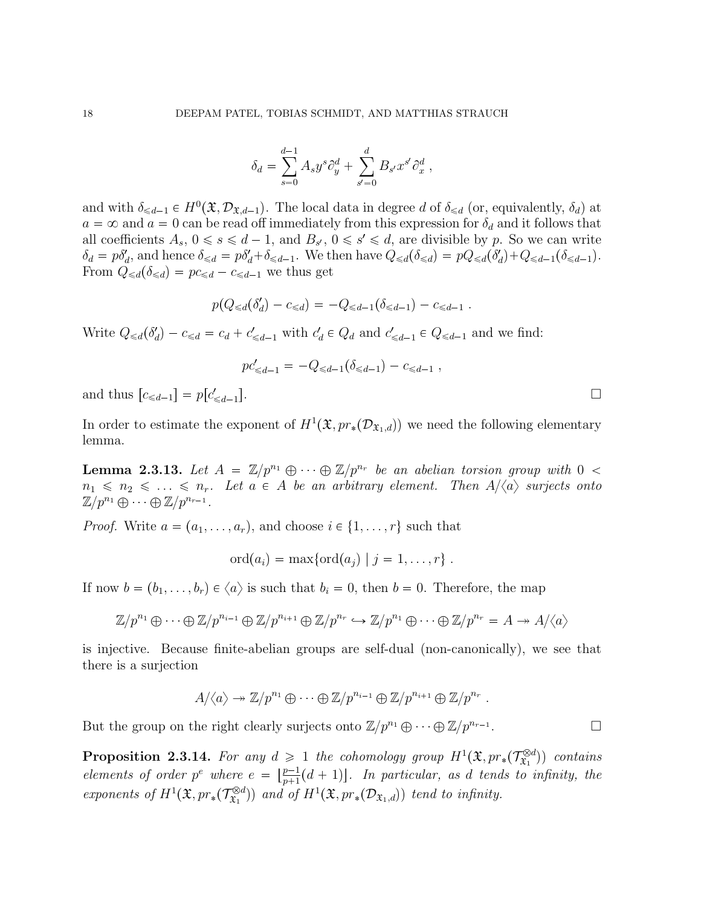$$\delta_d = \sum_{s=0}^{d-1} A_s y^s \partial_y^d + \sum_{s'=0}^{d} B_{s'} x^{s'} \partial_x^d \,,$$

and with $\delta_{\leqslant d-1} \in H^0(\mathfrak{X}, \mathcal{D}_{\mathfrak{X},d-1})$. The local data in degree $d$ of $\delta_{\leqslant d}$ (or, equivalently, $\delta_d$) at $a = \infty$ and $a = 0$ can be read off immediately from this expression for $\delta_d$ and it follows that all coefficients $A_s$, $0 \leqslant s \leqslant d-1$, and $B_{s'}$, $0 \leqslant s' \leqslant d$, are divisible by $p$. So we can write $\delta_d = p\delta'_d$, and hence $\delta_{\leqslant d} = p\delta'_d + \delta_{\leqslant d-1}$. We then have $Q_{\leqslant d}(\delta_{\leqslant d}) = pQ_{\leqslant d}(\delta'_d) + Q_{\leqslant d-1}(\delta_{\leqslant d-1})$. From $Q_{\leqslant d}(\delta_{\leqslant d}) = pc_{\leqslant d} - c_{\leqslant d-1}$ we thus get

$$p(Q_{\leqslant d}(\delta'_d) - c_{\leqslant d}) = -Q_{\leqslant d-1}(\delta_{\leqslant d-1}) - c_{\leqslant d-1} \,.$$

Write $Q_{\leqslant d}(\delta'_d) - c_{\leqslant d} = c_d + c'_{\leqslant d-1}$ with $c'_d \in Q_d$ and $c'_{\leqslant d-1} \in Q_{\leqslant d-1}$ and we find:

$$pc'_{\leqslant d-1} = -Q_{\leqslant d-1}(\delta_{\leqslant d-1}) - c_{\leqslant d-1} \,,$$

and thus $[c_{\leqslant d-1}] = p[c'_{\leqslant d-1}]$. $\square$

In order to estimate the exponent of $H^1(\mathfrak{X}, pr_*(\mathcal{D}_{\mathfrak{X}_1,d}))$ we need the following elementary lemma.

**Lemma 2.3.13.** *Let $A = \mathbb{Z}/p^{n_1} \oplus \cdots \oplus \mathbb{Z}/p^{n_r}$ be an abelian torsion group with $0 < n_1 \leqslant n_2 \leqslant \ldots \leqslant n_r$. Let $a \in A$ be an arbitrary element. Then $A/\langle a\rangle$ surjects onto $\mathbb{Z}/p^{n_1} \oplus \cdots \oplus \mathbb{Z}/p^{n_{r-1}}$.*

*Proof.* Write $a = (a_1, \ldots, a_r)$, and choose $i \in \{1, \ldots, r\}$ such that

$$\mathrm{ord}(a_i) = \max\{\mathrm{ord}(a_j) \mid j = 1, \ldots, r\} \,.$$

If now $b = (b_1, \ldots, b_r) \in \langle a\rangle$ is such that $b_i = 0$, then $b = 0$. Therefore, the map

$$\mathbb{Z}/p^{n_1} \oplus \cdots \oplus \mathbb{Z}/p^{n_{i-1}} \oplus \mathbb{Z}/p^{n_{i+1}} \oplus \mathbb{Z}/p^{n_r} \hookrightarrow \mathbb{Z}/p^{n_1} \oplus \cdots \oplus \mathbb{Z}/p^{n_r} = A \twoheadrightarrow A/\langle a\rangle$$

is injective. Because finite-abelian groups are self-dual (non-canonically), we see that there is a surjection

$$A/\langle a\rangle \twoheadrightarrow \mathbb{Z}/p^{n_1} \oplus \cdots \oplus \mathbb{Z}/p^{n_{i-1}} \oplus \mathbb{Z}/p^{n_{i+1}} \oplus \mathbb{Z}/p^{n_r} \,.$$

But the group on the right clearly surjects onto $\mathbb{Z}/p^{n_1} \oplus \cdots \oplus \mathbb{Z}/p^{n_{r-1}}$. $\square$

**Proposition 2.3.14.** *For any $d \geqslant 1$ the cohomology group $H^1(\mathfrak{X}, pr_*(\mathcal{T}_{\mathfrak{X}_1}^{\otimes d}))$ contains elements of order $p^e$ where $e = \lfloor \frac{p-1}{p+1}(d+1) \rfloor$. In particular, as $d$ tends to infinity, the exponents of $H^1(\mathfrak{X}, pr_*(\mathcal{T}_{\mathfrak{X}_1}^{\otimes d}))$ and of $H^1(\mathfrak{X}, pr_*(\mathcal{D}_{\mathfrak{X}_1,d}))$ tend to infinity.*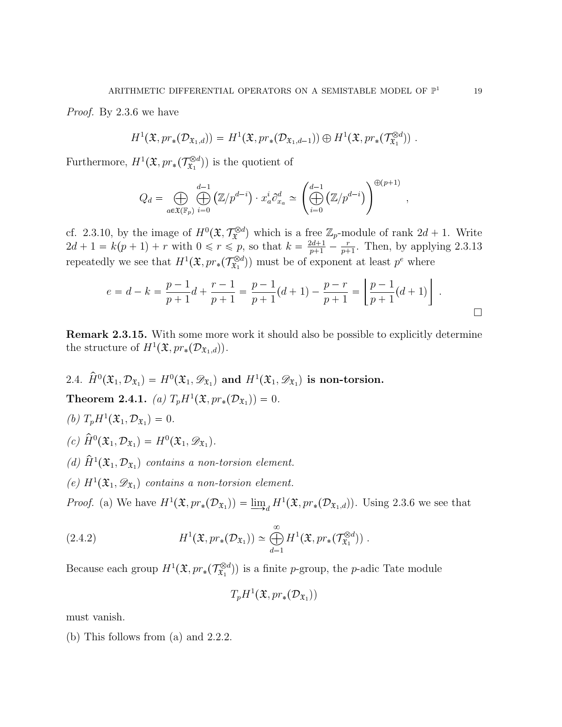*Proof.* By 2.3.6 we have

$$H^1(\mathfrak{X}, pr_*(\mathcal{D}_{\mathfrak{X}_1,d})) = H^1(\mathfrak{X}, pr_*(\mathcal{D}_{\mathfrak{X}_1,d-1})) \oplus H^1(\mathfrak{X}, pr_*(\mathcal{T}_{\mathfrak{X}_1}^{\otimes d})) \ .$$

Furthermore, $H^1(\mathfrak{X}, pr_*(\mathcal{T}_{\mathfrak{X}_1}^{\otimes d}))$ is the quotient of

$$Q_d = \bigoplus_{a \in \mathfrak{X}(\mathbb{F}_p)} \bigoplus_{i=0}^{d-1} \left(\mathbb{Z}/p^{d-i}\right) \cdot x_a^i \partial_{x_a}^d \simeq \left( \bigoplus_{i=0}^{d-1} \left(\mathbb{Z}/p^{d-i}\right) \right)^{\oplus (p+1)} \ ,$$

cf. 2.3.10, by the image of $H^0(\mathfrak{X}, \mathcal{T}_{\mathfrak{X}}^{\otimes d})$ which is a free $\mathbb{Z}_p$-module of rank $2d+1$. Write $2d+1 = k(p+1) + r$ with $0 \leqslant r \leqslant p$, so that $k = \frac{2d+1}{p+1} - \frac{r}{p+1}$. Then, by applying 2.3.13 repeatedly we see that $H^1(\mathfrak{X}, pr_*(\mathcal{T}_{\mathfrak{X}_1}^{\otimes d}))$ must be of exponent at least $p^e$ where

$$e = d - k = \frac{p-1}{p+1} d + \frac{r-1}{p+1} = \frac{p-1}{p+1}(d+1) - \frac{p-r}{p+1} = \left\lfloor \frac{p-1}{p+1}(d+1) \right\rfloor \ .$$

$\square$

**Remark 2.3.15.** With some more work it should also be possible to explicitly determine the structure of $H^1(\mathfrak{X}, pr_*(\mathcal{D}_{\mathfrak{X}_1,d}))$.

## 2.4. $\widehat{H}^0(\mathfrak{X}_1, \mathcal{D}_{\mathfrak{X}_1}) = H^0(\mathfrak{X}_1, \mathscr{D}_{\mathfrak{X}_1})$ and $H^1(\mathfrak{X}_1, \mathscr{D}_{\mathfrak{X}_1})$ is non-torsion.

**Theorem 2.4.1.** *(a)* $T_p H^1(\mathfrak{X}, pr_*(\mathcal{D}_{\mathfrak{X}_1})) = 0$.

*(b)* $T_p H^1(\mathfrak{X}_1, \mathcal{D}_{\mathfrak{X}_1}) = 0$.

*(c)* $\widehat{H}^0(\mathfrak{X}_1, \mathcal{D}_{\mathfrak{X}_1}) = H^0(\mathfrak{X}_1, \mathscr{D}_{\mathfrak{X}_1})$.

*(d)* $\widehat{H}^1(\mathfrak{X}_1, \mathcal{D}_{\mathfrak{X}_1})$ *contains a non-torsion element.*

*(e)* $H^1(\mathfrak{X}_1, \mathscr{D}_{\mathfrak{X}_1})$ *contains a non-torsion element.*

*Proof.* (a) We have $H^1(\mathfrak{X}, pr_*(\mathcal{D}_{\mathfrak{X}_1})) = \varinjlim_d H^1(\mathfrak{X}, pr_*(\mathcal{D}_{\mathfrak{X}_1,d}))$. Using 2.3.6 we see that

$$H^1(\mathfrak{X}, pr_*(\mathcal{D}_{\mathfrak{X}_1})) \simeq \bigoplus_{d=1}^{\infty} H^1(\mathfrak{X}, pr_*(\mathcal{T}_{\mathfrak{X}_1}^{\otimes d})) \ . \tag{2.4.2}$$

Because each group $H^1(\mathfrak{X}, pr_*(\mathcal{T}_{\mathfrak{X}_1}^{\otimes d}))$ is a finite $p$-group, the $p$-adic Tate module

$$T_p H^1(\mathfrak{X}, pr_*(\mathcal{D}_{\mathfrak{X}_1}))$$

must vanish.

(b) This follows from (a) and 2.2.2.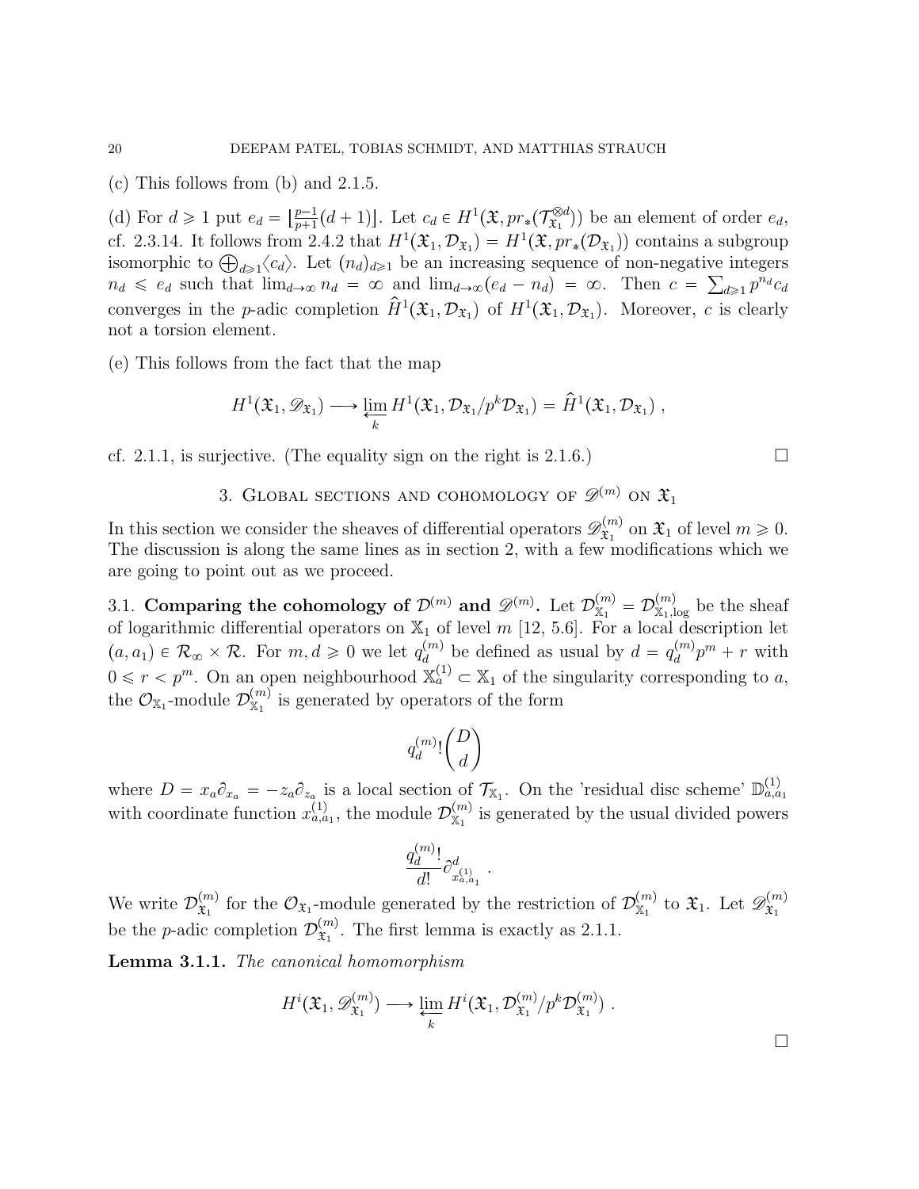(c) This follows from (b) and 2.1.5.

(d) For $d \geqslant 1$ put $e_d = \lfloor \frac{p-1}{p+1}(d+1) \rfloor$. Let $c_d \in H^1(\mathfrak{X}, pr_*(\mathcal{T}_{\mathfrak{X}_1}^{\otimes d}))$ be an element of order $e_d$, cf. 2.3.14. It follows from 2.4.2 that $H^1(\mathfrak{X}_1, \mathcal{D}_{\mathfrak{X}_1}) = H^1(\mathfrak{X}, pr_*(\mathcal{D}_{\mathfrak{X}_1}))$ contains a subgroup isomorphic to $\bigoplus_{d \geqslant 1} \langle c_d \rangle$. Let $(n_d)_{d \geqslant 1}$ be an increasing sequence of non-negative integers $n_d \leqslant e_d$ such that $\lim_{d \to \infty} n_d = \infty$ and $\lim_{d \to \infty}(e_d - n_d) = \infty$. Then $c = \sum_{d \geqslant 1} p^{n_d} c_d$ converges in the $p$-adic completion $\hat{H}^1(\mathfrak{X}_1, \mathcal{D}_{\mathfrak{X}_1})$ of $H^1(\mathfrak{X}_1, \mathcal{D}_{\mathfrak{X}_1})$. Moreover, $c$ is clearly not a torsion element.

(e) This follows from the fact that the map

$$H^1(\mathfrak{X}_1, \mathscr{D}_{\mathfrak{X}_1}) \longrightarrow \varprojlim_k H^1(\mathfrak{X}_1, \mathcal{D}_{\mathfrak{X}_1}/p^k \mathcal{D}_{\mathfrak{X}_1}) = \hat{H}^1(\mathfrak{X}_1, \mathcal{D}_{\mathfrak{X}_1}) ,$$

cf. 2.1.1, is surjective. (The equality sign on the right is 2.1.6.) $\square$

## 3. Global sections and cohomology of $\mathscr{D}^{(m)}$ on $\mathfrak{X}_1$

In this section we consider the sheaves of differential operators $\mathscr{D}^{(m)}_{\mathfrak{X}_1}$ on $\mathfrak{X}_1$ of level $m \geqslant 0$. The discussion is along the same lines as in section 2, with a few modifications which we are going to point out as we proceed.

### 3.1. Comparing the cohomology of $\mathcal{D}^{(m)}$ and $\mathscr{D}^{(m)}$.

Let $\mathcal{D}^{(m)}_{\mathbb{X}_1} = \mathcal{D}^{(m)}_{\mathbb{X}_1,\log}$ be the sheaf of logarithmic differential operators on $\mathbb{X}_1$ of level $m$ [12, 5.6]. For a local description let $(a, a_1) \in \mathcal{R}_\infty \times \mathcal{R}$. For $m, d \geqslant 0$ we let $q^{(m)}_d$ be defined as usual by $d = q^{(m)}_d p^m + r$ with $0 \leqslant r < p^m$. On an open neighbourhood $\mathbb{X}^{(1)}_a \subset \mathbb{X}_1$ of the singularity corresponding to $a$, the $\mathcal{O}_{\mathbb{X}_1}$-module $\mathcal{D}^{(m)}_{\mathbb{X}_1}$ is generated by operators of the form

$$q^{(m)}_d! \binom{D}{d}$$

where $D = x_a \partial_{x_a} = -z_a \partial_{z_a}$ is a local section of $\mathcal{T}_{\mathbb{X}_1}$. On the 'residual disc scheme' $\mathbb{D}^{(1)}_{a,a_1}$ with coordinate function $x^{(1)}_{a,a_1}$, the module $\mathcal{D}^{(m)}_{\mathbb{X}_1}$ is generated by the usual divided powers

$$\frac{q^{(m)}_d!}{d!} \partial^d_{x^{(1)}_{a,a_1}} \ .$$

We write $\mathcal{D}^{(m)}_{\mathfrak{X}_1}$ for the $\mathcal{O}_{\mathfrak{X}_1}$-module generated by the restriction of $\mathcal{D}^{(m)}_{\mathbb{X}_1}$ to $\mathfrak{X}_1$. Let $\mathscr{D}^{(m)}_{\mathfrak{X}_1}$ be the $p$-adic completion $\mathcal{D}^{(m)}_{\mathfrak{X}_1}$. The first lemma is exactly as 2.1.1.

**Lemma 3.1.1.** *The canonical homomorphism*

$$H^i(\mathfrak{X}_1, \mathscr{D}^{(m)}_{\mathfrak{X}_1}) \longrightarrow \varprojlim_k H^i(\mathfrak{X}_1, \mathcal{D}^{(m)}_{\mathfrak{X}_1}/p^k \mathcal{D}^{(m)}_{\mathfrak{X}_1}) \ .$$

$\square$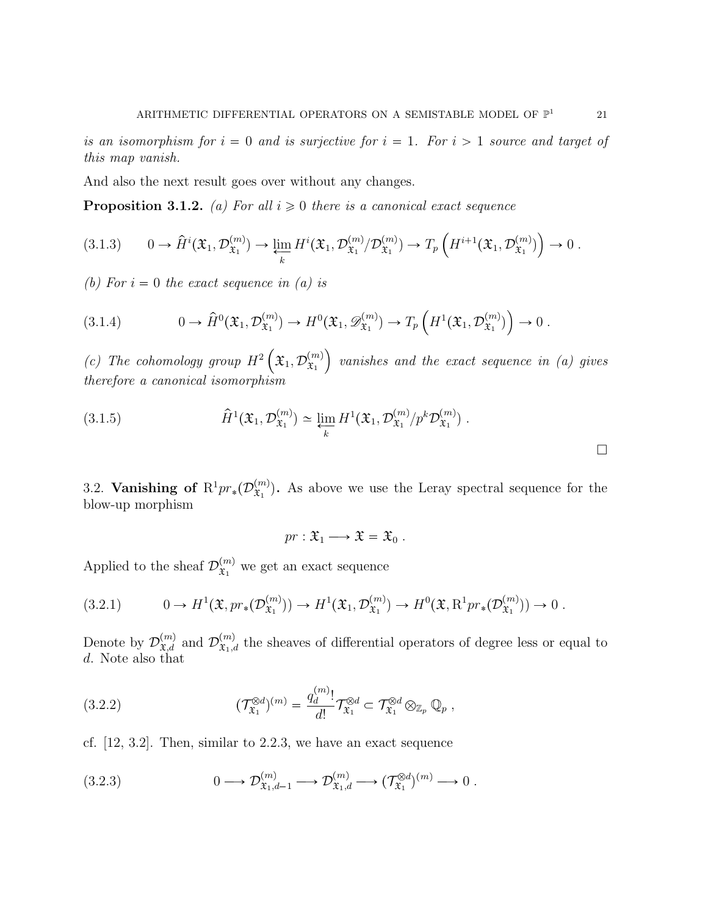*is an isomorphism for $i = 0$ and is surjective for $i = 1$. For $i > 1$ source and target of this map vanish.*

And also the next result goes over without any changes.

**Proposition 3.1.2.** *(a) For all $i \geqslant 0$ there is a canonical exact sequence*

$$
(3.1.3) \qquad 0 \to \widehat{H}^i(\mathfrak{X}_1, \mathcal{D}^{(m)}_{\mathfrak{X}_1}) \to \varprojlim_k H^i(\mathfrak{X}_1, \mathcal{D}^{(m)}_{\mathfrak{X}_1}/\mathcal{D}^{(m)}_{\mathfrak{X}_1}) \to T_p\left(H^{i+1}(\mathfrak{X}_1, \mathcal{D}^{(m)}_{\mathfrak{X}_1})\right) \to 0 \; .
$$

*(b) For $i = 0$ the exact sequence in (a) is*

$$
(3.1.4) \qquad 0 \to \widehat{H}^0(\mathfrak{X}_1, \mathcal{D}^{(m)}_{\mathfrak{X}_1}) \to H^0(\mathfrak{X}_1, \mathscr{D}^{(m)}_{\mathfrak{X}_1}) \to T_p\left(H^1(\mathfrak{X}_1, \mathcal{D}^{(m)}_{\mathfrak{X}_1})\right) \to 0 \; .
$$

*(c) The cohomology group $H^2\left(\mathfrak{X}_1, \mathcal{D}^{(m)}_{\mathfrak{X}_1}\right)$ vanishes and the exact sequence in (a) gives therefore a canonical isomorphism*

$$
(3.1.5) \qquad \widehat{H}^1(\mathfrak{X}_1, \mathcal{D}^{(m)}_{\mathfrak{X}_1}) \simeq \varprojlim_k H^1(\mathfrak{X}_1, \mathcal{D}^{(m)}_{\mathfrak{X}_1}/p^k\mathcal{D}^{(m)}_{\mathfrak{X}_1}) \; .
$$

□

3.2. **Vanishing of $\mathrm{R}^1 pr_*(\mathcal{D}^{(m)}_{\mathfrak{X}_1})$.** As above we use the Leray spectral sequence for the blow-up morphism

$$
pr : \mathfrak{X}_1 \longrightarrow \mathfrak{X} = \mathfrak{X}_0 \; .
$$

Applied to the sheaf $\mathcal{D}^{(m)}_{\mathfrak{X}_1}$ we get an exact sequence

$$
(3.2.1) \qquad 0 \to H^1(\mathfrak{X}, pr_*(\mathcal{D}^{(m)}_{\mathfrak{X}_1})) \to H^1(\mathfrak{X}_1, \mathcal{D}^{(m)}_{\mathfrak{X}_1}) \to H^0(\mathfrak{X}, \mathrm{R}^1 pr_*(\mathcal{D}^{(m)}_{\mathfrak{X}_1})) \to 0 \; .
$$

Denote by $\mathcal{D}^{(m)}_{\mathfrak{X},d}$ and $\mathcal{D}^{(m)}_{\mathfrak{X}_1,d}$ the sheaves of differential operators of degree less or equal to $d$. Note also that

$$
(3.2.2) \qquad (\mathcal{T}^{\otimes d}_{\mathfrak{X}_1})^{(m)} = \frac{q^{(m)}_d!}{d!}\mathcal{T}^{\otimes d}_{\mathfrak{X}_1} \subset \mathcal{T}^{\otimes d}_{\mathfrak{X}_1} \otimes_{\mathbb{Z}_p} \mathbb{Q}_p \; ,
$$

cf. [12, 3.2]. Then, similar to 2.2.3, we have an exact sequence

$$
(3.2.3) \qquad 0 \longrightarrow \mathcal{D}^{(m)}_{\mathfrak{X}_1,d-1} \longrightarrow \mathcal{D}^{(m)}_{\mathfrak{X}_1,d} \longrightarrow (\mathcal{T}^{\otimes d}_{\mathfrak{X}_1})^{(m)} \longrightarrow 0 \; .
$$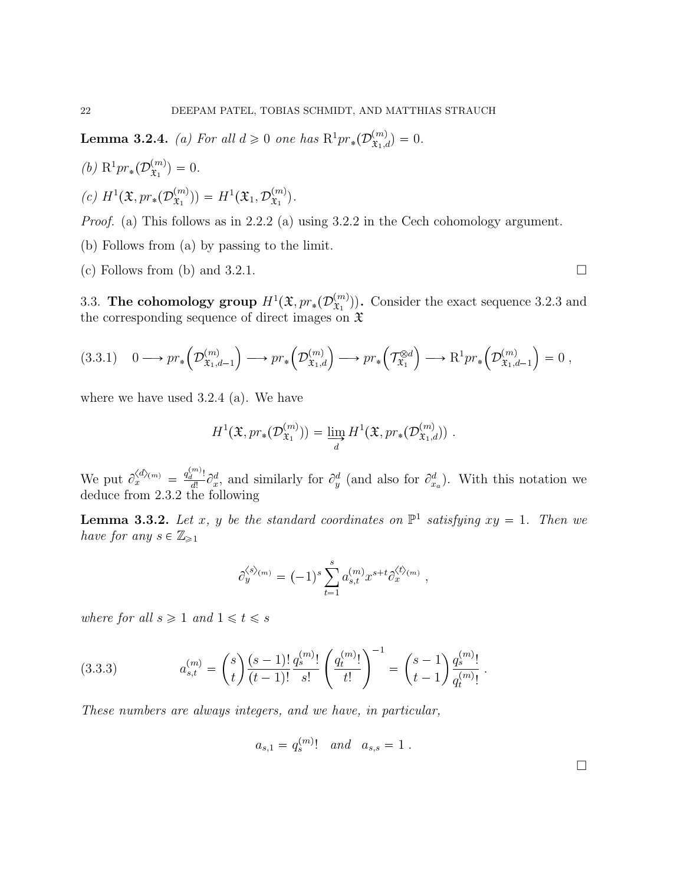**Lemma 3.2.4.** *(a) For all $d \geqslant 0$ one has $\mathrm{R}^1 pr_*(\mathcal{D}^{(m)}_{\mathfrak{X}_1,d}) = 0$.*

*(b) $\mathrm{R}^1 pr_*(\mathcal{D}^{(m)}_{\mathfrak{X}_1}) = 0$.*

*(c) $H^1(\mathfrak{X}, pr_*(\mathcal{D}^{(m)}_{\mathfrak{X}_1})) = H^1(\mathfrak{X}_1, \mathcal{D}^{(m)}_{\mathfrak{X}_1})$.*

*Proof.* (a) This follows as in 2.2.2 (a) using 3.2.2 in the Cech cohomology argument.

(b) Follows from (a) by passing to the limit.

(c) Follows from (b) and 3.2.1. $\square$

### 3.3. The cohomology group $H^1(\mathfrak{X}, pr_*(\mathcal{D}^{(m)}_{\mathfrak{X}_1}))$.

Consider the exact sequence 3.2.3 and the corresponding sequence of direct images on $\mathfrak{X}$

$$
0 \longrightarrow pr_*\Big(\mathcal{D}^{(m)}_{\mathfrak{X}_1,d-1}\Big) \longrightarrow pr_*\Big(\mathcal{D}^{(m)}_{\mathfrak{X}_1,d}\Big) \longrightarrow pr_*\Big(\mathcal{T}^{\otimes d}_{\mathfrak{X}_1}\Big) \longrightarrow \mathrm{R}^1 pr_*\Big(\mathcal{D}^{(m)}_{\mathfrak{X}_1,d-1}\Big) = 0 \,, \tag{3.3.1}
$$

where we have used 3.2.4 (a). We have

$$
H^1(\mathfrak{X}, pr_*(\mathcal{D}^{(m)}_{\mathfrak{X}_1})) = \varinjlim_d H^1(\mathfrak{X}, pr_*(\mathcal{D}^{(m)}_{\mathfrak{X}_1,d})) \ .
$$

We put $\partial_x^{\langle d \rangle_{(m)}} = \frac{q_d^{(m)}!}{d!}\partial_x^d$, and similarly for $\partial_y^d$ (and also for $\partial_{x_a}^d$). With this notation we deduce from 2.3.2 the following

**Lemma 3.3.2.** *Let $x$, $y$ be the standard coordinates on $\mathbb{P}^1$ satisfying $xy = 1$. Then we have for any $s \in \mathbb{Z}_{\geqslant 1}$*

$$
\partial_y^{\langle s \rangle_{(m)}} = (-1)^s \sum_{t=1}^{s} a^{(m)}_{s,t} x^{s+t} \partial_x^{\langle t \rangle_{(m)}} \ ,
$$

*where for all $s \geqslant 1$ and $1 \leqslant t \leqslant s$*

$$
a^{(m)}_{s,t} = \binom{s}{t} \frac{(s-1)!}{(t-1)!} \frac{q_s^{(m)}!}{s!} \left( \frac{q_t^{(m)}!}{t!} \right)^{-1} = \binom{s-1}{t-1} \frac{q_s^{(m)}!}{q_t^{(m)}!} \ . \tag{3.3.3}
$$

*These numbers are always integers, and we have, in particular,*

$$
a_{s,1} = q_s^{(m)}! \quad \textit{and} \quad a_{s,s} = 1 \ .
$$

$\square$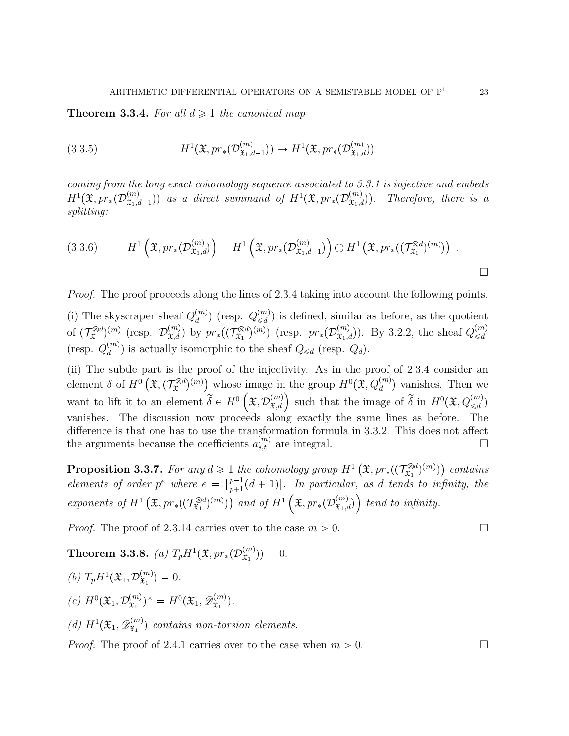**Theorem 3.3.4.** *For all $d \geqslant 1$ the canonical map*

$$H^1(\mathfrak{X}, pr_*(\mathcal{D}^{(m)}_{\mathfrak{X}_1,d-1})) \to H^1(\mathfrak{X}, pr_*(\mathcal{D}^{(m)}_{\mathfrak{X}_1,d})) \tag{3.3.5}$$

*coming from the long exact cohomology sequence associated to 3.3.1 is injective and embeds $H^1(\mathfrak{X}, pr_*(\mathcal{D}^{(m)}_{\mathfrak{X}_1,d-1}))$ as a direct summand of $H^1(\mathfrak{X}, pr_*(\mathcal{D}^{(m)}_{\mathfrak{X}_1,d}))$. Therefore, there is a splitting:*

$$H^1\left(\mathfrak{X}, pr_*(\mathcal{D}^{(m)}_{\mathfrak{X}_1,d})\right) = H^1\left(\mathfrak{X}, pr_*(\mathcal{D}^{(m)}_{\mathfrak{X}_1,d-1})\right) \oplus H^1\left(\mathfrak{X}, pr_*((\mathcal{T}^{\otimes d}_{\mathfrak{X}_1})^{(m)})\right) . \tag{3.3.6}$$

□

*Proof.* The proof proceeds along the lines of 2.3.4 taking into account the following points.

(i) The skyscraper sheaf $Q^{(m)}_d$) (resp. $Q^{(m)}_{\leqslant d}$) is defined, similar as before, as the quotient of $(\mathcal{T}^{\otimes d}_{\mathfrak{X}})^{(m)}$ (resp. $\mathcal{D}^{(m)}_{\mathfrak{X},d}$) by $pr_*((\mathcal{T}^{\otimes d}_{\mathfrak{X}_1})^{(m)})$ (resp. $pr_*(\mathcal{D}^{(m)}_{\mathfrak{X}_1,d})$). By 3.2.2, the sheaf $Q^{(m)}_{\leqslant d}$ (resp. $Q^{(m)}_d$) is actually isomorphic to the sheaf $Q_{\leqslant d}$ (resp. $Q_d$).

(ii) The subtle part is the proof of the injectivity. As in the proof of 2.3.4 consider an element $\delta$ of $H^0\left(\mathfrak{X}, (\mathcal{T}^{\otimes d}_{\mathfrak{X}})^{(m)}\right)$ whose image in the group $H^0(\mathfrak{X}, Q^{(m)}_d)$ vanishes. Then we want to lift it to an element $\widetilde{\delta} \in H^0\left(\mathfrak{X}, \mathcal{D}^{(m)}_{\mathfrak{X},d}\right)$ such that the image of $\widetilde{\delta}$ in $H^0(\mathfrak{X}, Q^{(m)}_{\leqslant d})$ vanishes. The discussion now proceeds along exactly the same lines as before. The difference is that one has to use the transformation formula in 3.3.2. This does not affect the arguments because the coefficients $a^{(m)}_{s,t}$ are integral. □

**Proposition 3.3.7.** *For any $d \geqslant 1$ the cohomology group $H^1\left(\mathfrak{X}, pr_*((\mathcal{T}^{\otimes d}_{\mathfrak{X}_1})^{(m)})\right)$ contains elements of order $p^e$ where $e = \lfloor \frac{p-1}{p+1}(d+1) \rfloor$. In particular, as $d$ tends to infinity, the exponents of $H^1\left(\mathfrak{X}, pr_*((\mathcal{T}^{\otimes d}_{\mathfrak{X}_1})^{(m)})\right)$ and of $H^1\left(\mathfrak{X}, pr_*(\mathcal{D}^{(m)}_{\mathfrak{X}_1,d})\right)$ tend to infinity.*

*Proof.* The proof of 2.3.14 carries over to the case $m > 0$. □

**Theorem 3.3.8.** *(a) $T_pH^1(\mathfrak{X}, pr_*(\mathcal{D}^{(m)}_{\mathfrak{X}_1})) = 0$.*

*(b) $T_pH^1(\mathfrak{X}_1, \mathcal{D}^{(m)}_{\mathfrak{X}_1}) = 0$.*

*(c) $H^0(\mathfrak{X}_1, \mathcal{D}^{(m)}_{\mathfrak{X}_1})^\wedge = H^0(\mathfrak{X}_1, \mathscr{D}^{(m)}_{\mathfrak{X}_1})$.*

*(d) $H^1(\mathfrak{X}_1, \mathscr{D}^{(m)}_{\mathfrak{X}_1})$ contains non-torsion elements.*

*Proof.* The proof of 2.4.1 carries over to the case when $m > 0$. □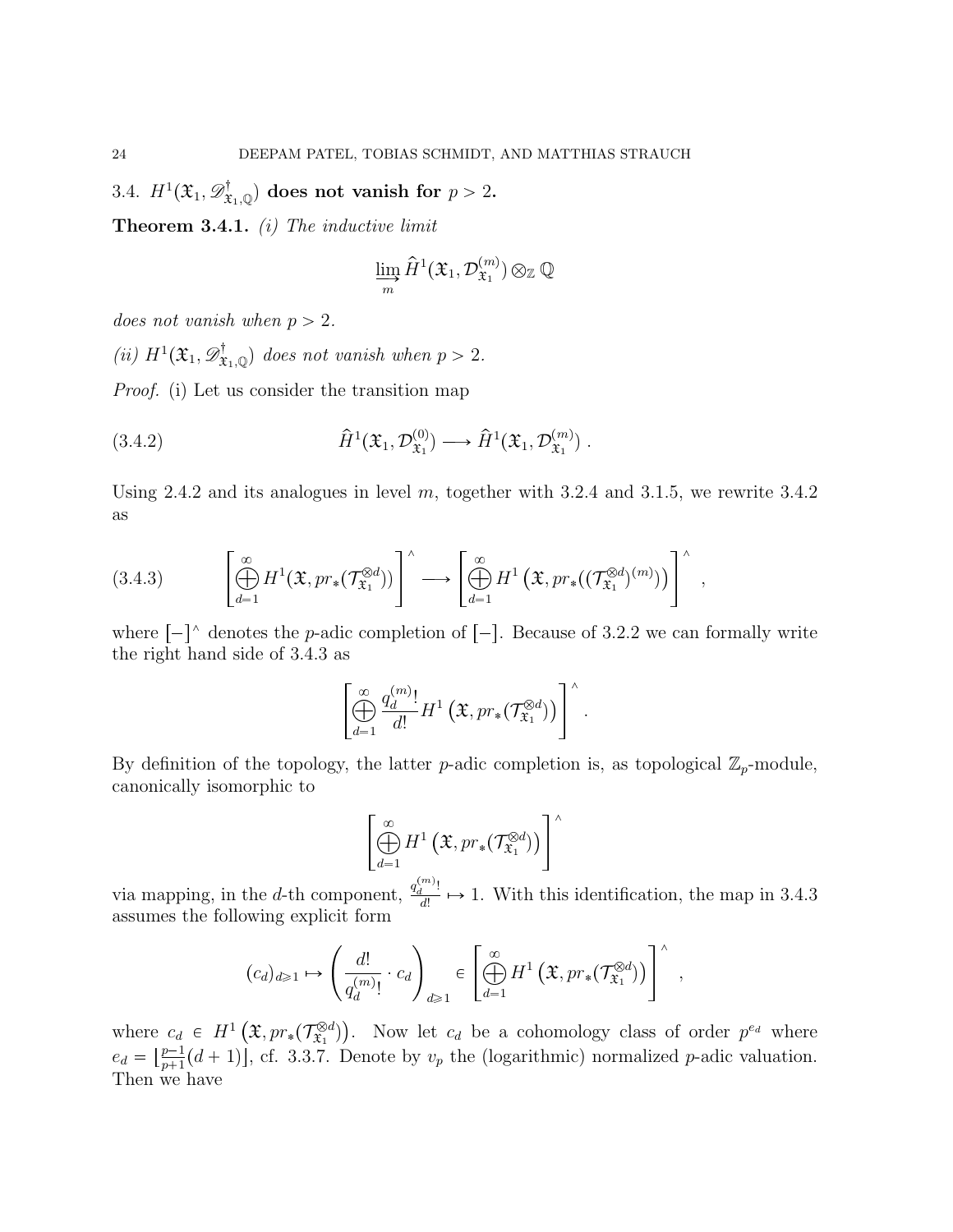### 3.4. $H^1(\mathfrak{X}_1, \mathscr{D}^\dagger_{\mathfrak{X}_1,\mathbb{Q}})$ does not vanish for $p > 2$.

**Theorem 3.4.1.** *(i) The inductive limit*

$$\varinjlim_m \widehat{H}^1(\mathfrak{X}_1, \mathcal{D}^{(m)}_{\mathfrak{X}_1}) \otimes_{\mathbb{Z}} \mathbb{Q}$$

*does not vanish when $p > 2$.*

*(ii) $H^1(\mathfrak{X}_1, \mathscr{D}^\dagger_{\mathfrak{X}_1,\mathbb{Q}})$ does not vanish when $p > 2$.*

*Proof.* (i) Let us consider the transition map

$$\widehat{H}^1(\mathfrak{X}_1, \mathcal{D}^{(0)}_{\mathfrak{X}_1}) \longrightarrow \widehat{H}^1(\mathfrak{X}_1, \mathcal{D}^{(m)}_{\mathfrak{X}_1}) \ . \tag{3.4.2}$$

Using 2.4.2 and its analogues in level $m$, together with 3.2.4 and 3.1.5, we rewrite 3.4.2 as

$$\left[\bigoplus_{d=1}^{\infty} H^1(\mathfrak{X}, pr_*(\mathcal{T}^{\otimes d}_{\mathfrak{X}_1}))\right]^\wedge \longrightarrow \left[\bigoplus_{d=1}^{\infty} H^1\left(\mathfrak{X}, pr_*((\mathcal{T}^{\otimes d}_{\mathfrak{X}_1})^{(m)})\right)\right]^\wedge \ , \tag{3.4.3}$$

where $[-]^\wedge$ denotes the $p$-adic completion of $[-]$. Because of 3.2.2 we can formally write the right hand side of 3.4.3 as

$$\left[\bigoplus_{d=1}^{\infty} \frac{q^{(m)}_d!}{d!} H^1\left(\mathfrak{X}, pr_*(\mathcal{T}^{\otimes d}_{\mathfrak{X}_1})\right)\right]^\wedge .$$

By definition of the topology, the latter $p$-adic completion is, as topological $\mathbb{Z}_p$-module, canonically isomorphic to

$$\left[\bigoplus_{d=1}^{\infty} H^1\left(\mathfrak{X}, pr_*(\mathcal{T}^{\otimes d}_{\mathfrak{X}_1})\right)\right]^\wedge$$

via mapping, in the $d$-th component, $\frac{q^{(m)}_d!}{d!} \mapsto 1$. With this identification, the map in 3.4.3 assumes the following explicit form

$$(c_d)_{d\geqslant 1} \mapsto \left(\frac{d!}{q^{(m)}_d!} \cdot c_d\right)_{d\geqslant 1} \in \left[\bigoplus_{d=1}^{\infty} H^1\left(\mathfrak{X}, pr_*(\mathcal{T}^{\otimes d}_{\mathfrak{X}_1})\right)\right]^\wedge \ ,$$

where $c_d \in H^1\left(\mathfrak{X}, pr_*(\mathcal{T}^{\otimes d}_{\mathfrak{X}_1})\right)$. Now let $c_d$ be a cohomology class of order $p^{e_d}$ where $e_d = \lfloor \frac{p-1}{p+1}(d+1) \rfloor$, cf. 3.3.7. Denote by $v_p$ the (logarithmic) normalized $p$-adic valuation. Then we have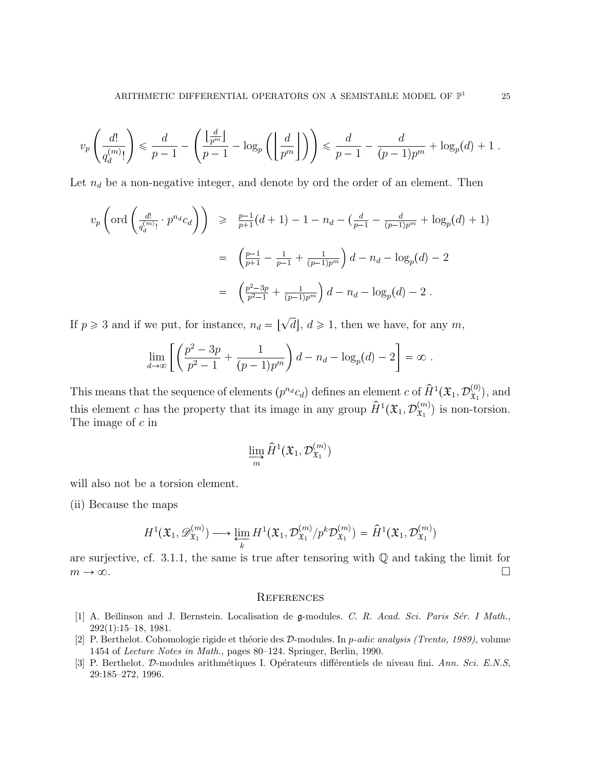$$v_p\left(\frac{d!}{q_d^{(m)}!}\right) \leqslant \frac{d}{p-1} - \left(\frac{\lfloor \frac{d}{p^m} \rfloor}{p-1} - \log_p\left(\left\lfloor \frac{d}{p^m}\right\rfloor\right)\right) \leqslant \frac{d}{p-1} - \frac{d}{(p-1)p^m} + \log_p(d) + 1 \ .$$

Let $n_d$ be a non-negative integer, and denote by ord the order of an element. Then

$$\begin{aligned}
v_p\left(\mathrm{ord}\left(\tfrac{d!}{q_d^{(m)}!}\cdot p^{n_d}c_d\right)\right) &\geqslant \tfrac{p-1}{p+1}(d+1) - 1 - n_d - (\tfrac{d}{p-1} - \tfrac{d}{(p-1)p^m} + \log_p(d) + 1) \\
&= \left(\tfrac{p-1}{p+1} - \tfrac{1}{p-1} + \tfrac{1}{(p-1)p^m}\right)d - n_d - \log_p(d) - 2 \\
&= \left(\tfrac{p^2-3p}{p^2-1} + \tfrac{1}{(p-1)p^m}\right)d - n_d - \log_p(d) - 2 \ .
\end{aligned}$$

If $p \geqslant 3$ and if we put, for instance, $n_d = \lfloor \sqrt{d} \rfloor$, $d \geqslant 1$, then we have, for any $m$,

$$\lim_{d\to\infty}\left[\left(\frac{p^2-3p}{p^2-1} + \frac{1}{(p-1)p^m}\right)d - n_d - \log_p(d) - 2\right] = \infty \ .$$

This means that the sequence of elements $(p^{n_d}c_d)$ defines an element $c$ of $\widehat{H}^1(\mathfrak{X}_1, \mathcal{D}^{(0)}_{\mathfrak{X}_1})$, and this element $c$ has the property that its image in any group $\widehat{H}^1(\mathfrak{X}_1, \mathcal{D}^{(m)}_{\mathfrak{X}_1})$ is non-torsion. The image of $c$ in

$$\varinjlim_m \widehat{H}^1(\mathfrak{X}_1, \mathcal{D}^{(m)}_{\mathfrak{X}_1})$$

will also not be a torsion element.

(ii) Because the maps

$$H^1(\mathfrak{X}_1, \mathscr{D}^{(m)}_{\mathfrak{X}_1}) \longrightarrow \varprojlim_k H^1(\mathfrak{X}_1, \mathcal{D}^{(m)}_{\mathfrak{X}_1}/p^k\mathcal{D}^{(m)}_{\mathfrak{X}_1}) = \widehat{H}^1(\mathfrak{X}_1, \mathcal{D}^{(m)}_{\mathfrak{X}_1})$$

are surjective, cf. 3.1.1, the same is true after tensoring with $\mathbb{Q}$ and taking the limit for $m \to \infty$. □

## References

[1] A. Beĭlinson and J. Bernstein. Localisation de $\mathfrak{g}$-modules. *C. R. Acad. Sci. Paris Sér. I Math.*, 292(1):15–18, 1981.

[2] P. Berthelot. Cohomologie rigide et théorie des $\mathcal{D}$-modules. In *p-adic analysis (Trento, 1989)*, volume 1454 of *Lecture Notes in Math.*, pages 80–124. Springer, Berlin, 1990.

[3] P. Berthelot. $\mathcal{D}$-modules arithmétiques I. Opérateurs différentiels de niveau fini. *Ann. Sci. E.N.S*, 29:185–272, 1996.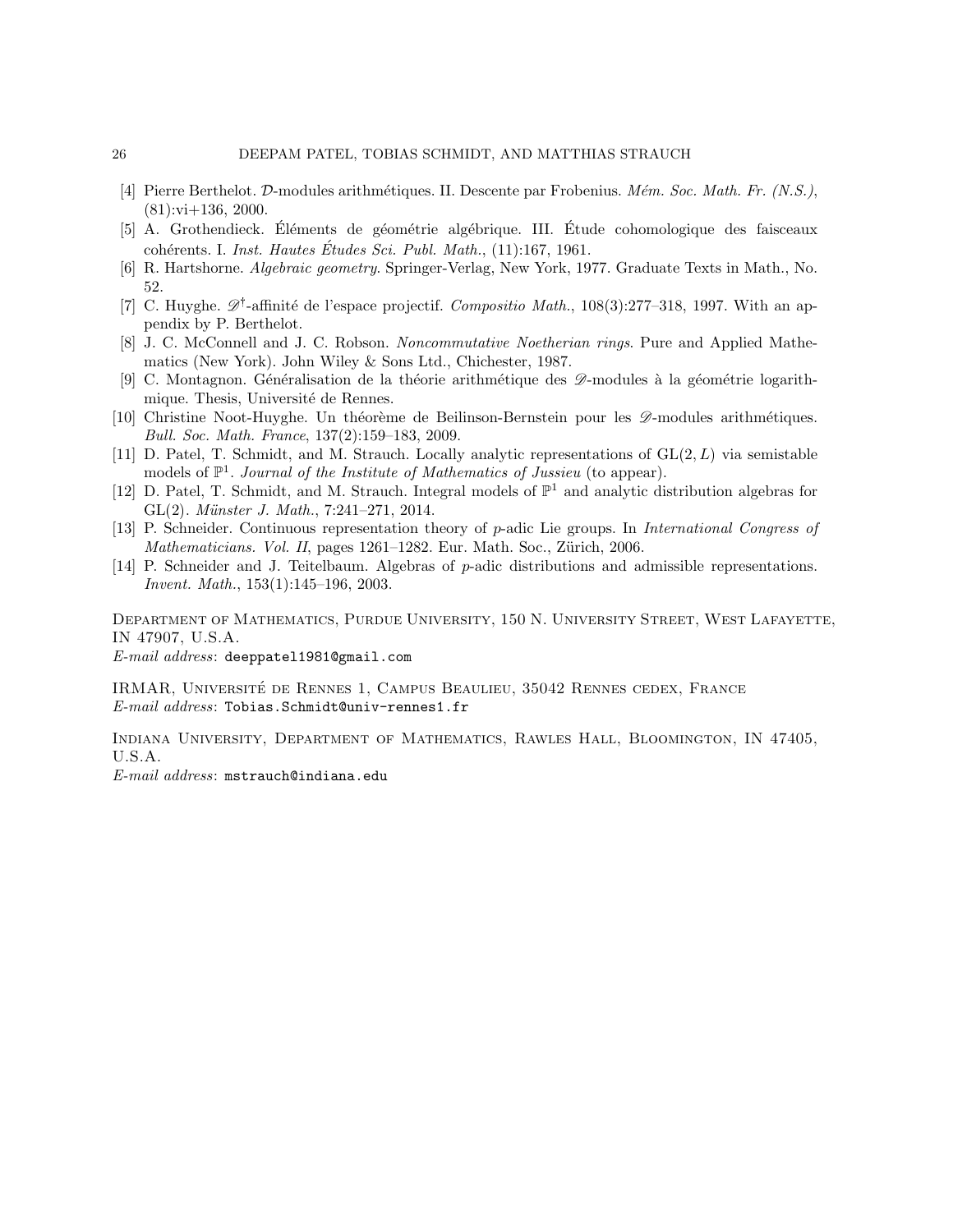[4] Pierre Berthelot. $\mathcal{D}$-modules arithmétiques. II. Descente par Frobenius. *Mém. Soc. Math. Fr. (N.S.)*, (81):vi+136, 2000.

[5] A. Grothendieck. Éléments de géométrie algébrique. III. Étude cohomologique des faisceaux cohérents. I. *Inst. Hautes Études Sci. Publ. Math.*, (11):167, 1961.

[6] R. Hartshorne. *Algebraic geometry*. Springer-Verlag, New York, 1977. Graduate Texts in Math., No. 52.

[7] C. Huyghe. $\mathscr{D}^\dagger$-affinité de l'espace projectif. *Compositio Math.*, 108(3):277–318, 1997. With an appendix by P. Berthelot.

[8] J. C. McConnell and J. C. Robson. *Noncommutative Noetherian rings*. Pure and Applied Mathematics (New York). John Wiley & Sons Ltd., Chichester, 1987.

[9] C. Montagnon. Généralisation de la théorie arithmétique des $\mathscr{D}$-modules à la géométrie logarithmique. Thesis, Université de Rennes.

[10] Christine Noot-Huyghe. Un théorème de Beilinson-Bernstein pour les $\mathscr{D}$-modules arithmétiques. *Bull. Soc. Math. France*, 137(2):159–183, 2009.

[11] D. Patel, T. Schmidt, and M. Strauch. Locally analytic representations of $\mathrm{GL}(2, L)$ via semistable models of $\mathbb{P}^1$. *Journal of the Institute of Mathematics of Jussieu* (to appear).

[12] D. Patel, T. Schmidt, and M. Strauch. Integral models of $\mathbb{P}^1$ and analytic distribution algebras for $\mathrm{GL}(2)$. *Münster J. Math.*, 7:241–271, 2014.

[13] P. Schneider. Continuous representation theory of $p$-adic Lie groups. In *International Congress of Mathematicians. Vol. II*, pages 1261–1282. Eur. Math. Soc., Zürich, 2006.

[14] P. Schneider and J. Teitelbaum. Algebras of $p$-adic distributions and admissible representations. *Invent. Math.*, 153(1):145–196, 2003.

Department of Mathematics, Purdue University, 150 N. University Street, West Lafayette, IN 47907, U.S.A.
*E-mail address*: deeppatel1981@gmail.com

IRMAR, Université de Rennes 1, Campus Beaulieu, 35042 Rennes cedex, France
*E-mail address*: Tobias.Schmidt@univ-rennes1.fr

Indiana University, Department of Mathematics, Rawles Hall, Bloomington, IN 47405, U.S.A.
*E-mail address*: mstrauch@indiana.edu